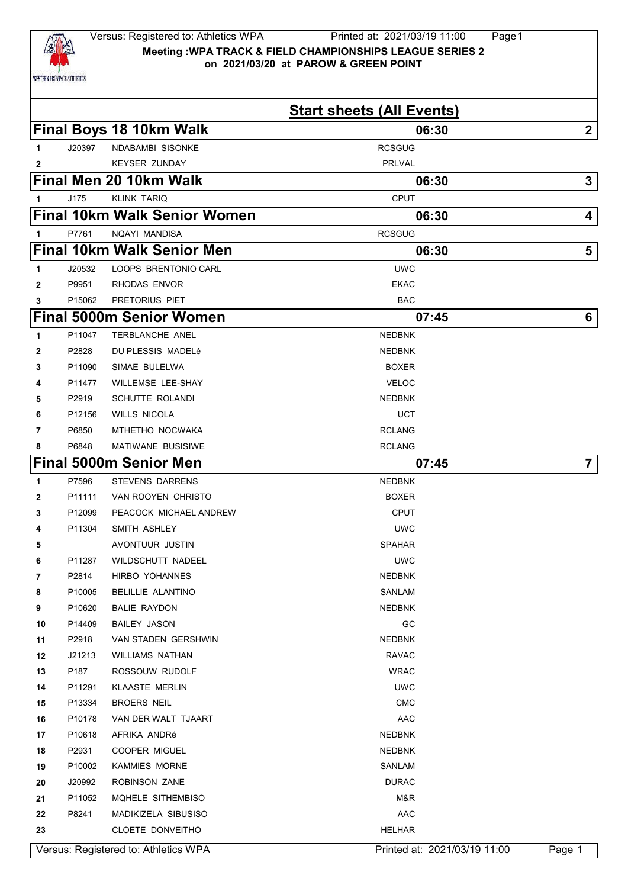Versus: Registered to: Athletics WPA — Printed at: 2021/03/19 11:00

**Meeting :WPA TRACK & FIELD CHAMPIONSHIPS LEAGUE SERIES 2**
**on 2021/03/20 at PAROW & GREEN POINT**

# Start sheets (All Events)

## Final Boys 18 10km Walk — 06:30 — 2

| # | No. | Name | Club |
|---|---|---|---|
| 1 | J20397 | NDABAMBI SISONKE | RCSGUG |
| 2 | | KEYSER ZUNDAY | PRLVAL |

## Final Men 20 10km Walk — 06:30 — 3

| # | No. | Name | Club |
|---|---|---|---|
| 1 | J175 | KLINK TARIQ | CPUT |

## Final 10km Walk Senior Women — 06:30 — 4

| # | No. | Name | Club |
|---|---|---|---|
| 1 | P7761 | NQAYI MANDISA | RCSGUG |

## Final 10km Walk Senior Men — 06:30 — 5

| # | No. | Name | Club |
|---|---|---|---|
| 1 | J20532 | LOOPS BRENTONIO CARL | UWC |
| 2 | P9951 | RHODAS ENVOR | EKAC |
| 3 | P15062 | PRETORIUS PIET | BAC |

## Final 5000m Senior Women — 07:45 — 6

| # | No. | Name | Club |
|---|---|---|---|
| 1 | P11047 | TERBLANCHE ANEL | NEDBNK |
| 2 | P2828 | DU PLESSIS MADELé | NEDBNK |
| 3 | P11090 | SIMAE BULELWA | BOXER |
| 4 | P11477 | WILLEMSE LEE-SHAY | VELOC |
| 5 | P2919 | SCHUTTE ROLANDI | NEDBNK |
| 6 | P12156 | WILLS NICOLA | UCT |
| 7 | P6850 | MTHETHO NOCWAKA | RCLANG |
| 8 | P6848 | MATIWANE BUSISIWE | RCLANG |

## Final 5000m Senior Men — 07:45 — 7

| # | No. | Name | Club |
|---|---|---|---|
| 1 | P7596 | STEVENS DARRENS | NEDBNK |
| 2 | P11111 | VAN ROOYEN CHRISTO | BOXER |
| 3 | P12099 | PEACOCK MICHAEL ANDREW | CPUT |
| 4 | P11304 | SMITH ASHLEY | UWC |
| 5 | | AVONTUUR JUSTIN | SPAHAR |
| 6 | P11287 | WILDSCHUTT NADEEL | UWC |
| 7 | P2814 | HIRBO YOHANNES | NEDBNK |
| 8 | P10005 | BELILLIE ALANTINO | SANLAM |
| 9 | P10620 | BALIE RAYDON | NEDBNK |
| 10 | P14409 | BAILEY JASON | GC |
| 11 | P2918 | VAN STADEN GERSHWIN | NEDBNK |
| 12 | J21213 | WILLIAMS NATHAN | RAVAC |
| 13 | P187 | ROSSOUW RUDOLF | WRAC |
| 14 | P11291 | KLAASTE MERLIN | UWC |
| 15 | P13334 | BROERS NEIL | CMC |
| 16 | P10178 | VAN DER WALT TJAART | AAC |
| 17 | P10618 | AFRIKA ANDRé | NEDBNK |
| 18 | P2931 | COOPER MIGUEL | NEDBNK |
| 19 | P10002 | KAMMIES MORNE | SANLAM |
| 20 | J20992 | ROBINSON ZANE | DURAC |
| 21 | P11052 | MQHELE SITHEMBISO | M&R |
| 22 | P8241 | MADIKIZELA SIBUSISO | AAC |
| 23 | | CLOETE DONVEITHO | HELHAR |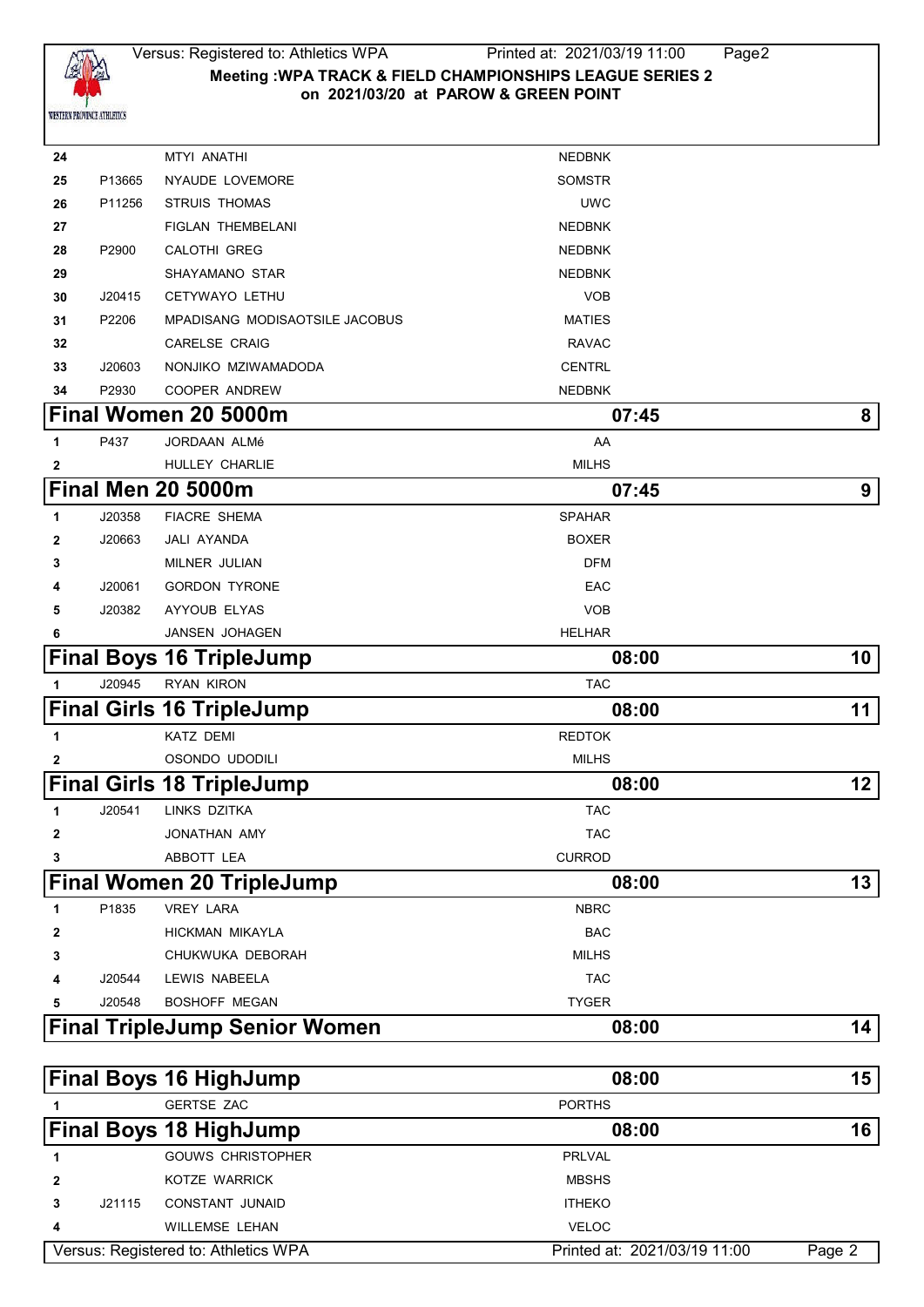| # | Licence | Name | Club |
|---|---|---|---|
| 24 | | MTYI ANATHI | NEDBNK |
| 25 | P13665 | NYAUDE LOVEMORE | SOMSTR |
| 26 | P11256 | STRUIS THOMAS | UWC |
| 27 | | FIGLAN THEMBELANI | NEDBNK |
| 28 | P2900 | CALOTHI GREG | NEDBNK |
| 29 | | SHAYAMANO STAR | NEDBNK |
| 30 | J20415 | CETYWAYO LETHU | VOB |
| 31 | P2206 | MPADISANG MODISAOTSILE JACOBUS | MATIES |
| 32 | | CARELSE CRAIG | RAVAC |
| 33 | J20603 | NONJIKO MZIWAMADODA | CENTRL |
| 34 | P2930 | COOPER ANDREW | NEDBNK |

## Final Women 20 5000m — 07:45 — 8

| # | Licence | Name | Club |
|---|---|---|---|
| 1 | P437 | JORDAAN ALMé | AA |
| 2 | | HULLEY CHARLIE | MILHS |

## Final Men 20 5000m — 07:45 — 9

| # | Licence | Name | Club |
|---|---|---|---|
| 1 | J20358 | FIACRE SHEMA | SPAHAR |
| 2 | J20663 | JALI AYANDA | BOXER |
| 3 | | MILNER JULIAN | DFM |
| 4 | J20061 | GORDON TYRONE | EAC |
| 5 | J20382 | AYYOUB ELYAS | VOB |
| 6 | | JANSEN JOHAGEN | HELHAR |

## Final Boys 16 TripleJump — 08:00 — 10

| # | Licence | Name | Club |
|---|---|---|---|
| 1 | J20945 | RYAN KIRON | TAC |

## Final Girls 16 TripleJump — 08:00 — 11

| # | Licence | Name | Club |
|---|---|---|---|
| 1 | | KATZ DEMI | REDTOK |
| 2 | | OSONDO UDODILI | MILHS |

## Final Girls 18 TripleJump — 08:00 — 12

| # | Licence | Name | Club |
|---|---|---|---|
| 1 | J20541 | LINKS DZITKA | TAC |
| 2 | | JONATHAN AMY | TAC |
| 3 | | ABBOTT LEA | CURROD |

## Final Women 20 TripleJump — 08:00 — 13

| # | Licence | Name | Club |
|---|---|---|---|
| 1 | P1835 | VREY LARA | NBRC |
| 2 | | HICKMAN MIKAYLA | BAC |
| 3 | | CHUKWUKA DEBORAH | MILHS |
| 4 | J20544 | LEWIS NABEELA | TAC |
| 5 | J20548 | BOSHOFF MEGAN | TYGER |

## Final TripleJump Senior Women — 08:00 — 14

## Final Boys 16 HighJump — 08:00 — 15

| # | Licence | Name | Club |
|---|---|---|---|
| 1 | | GERTSE ZAC | PORTHS |

## Final Boys 18 HighJump — 08:00 — 16

| # | Licence | Name | Club |
|---|---|---|---|
| 1 | | GOUWS CHRISTOPHER | PRLVAL |
| 2 | | KOTZE WARRICK | MBSHS |
| 3 | J21115 | CONSTANT JUNAID | ITHEKO |
| 4 | | WILLEMSE LEHAN | VELOC |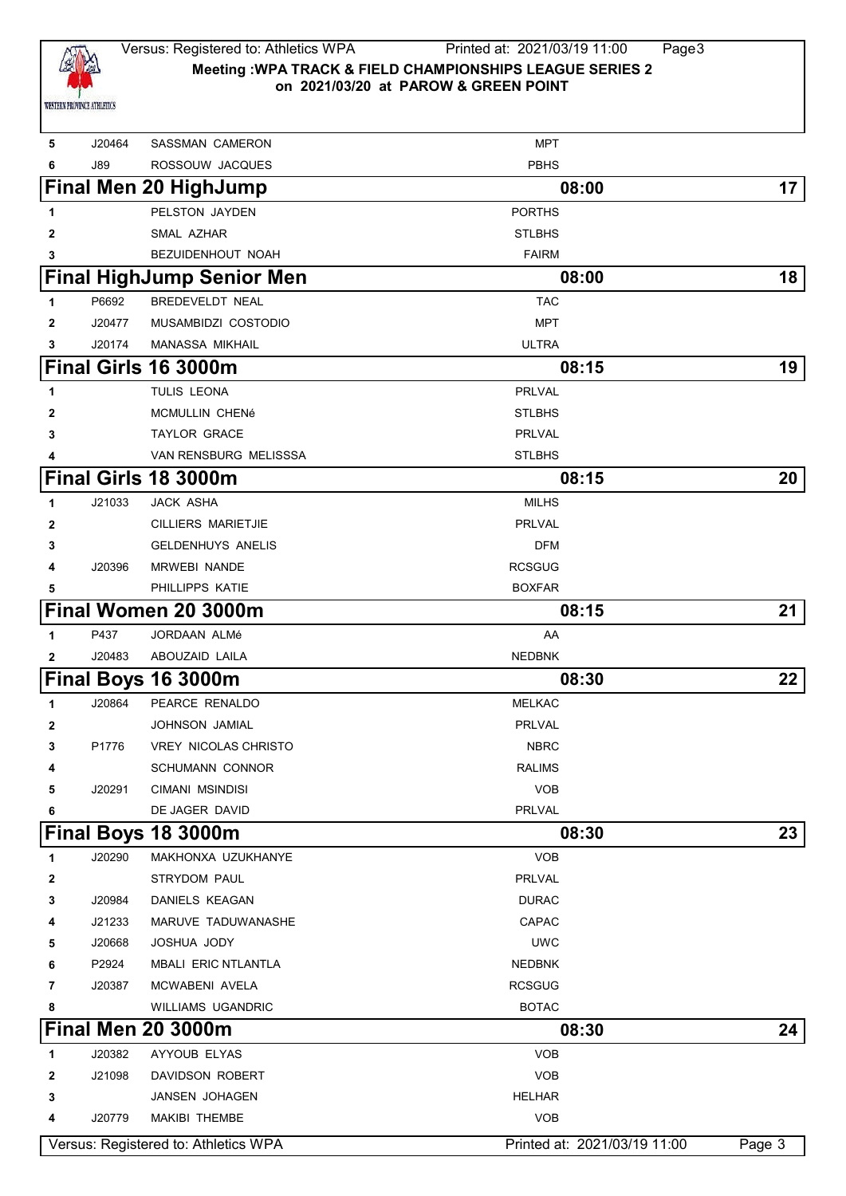Versus: Registered to: Athletics WPA

**Meeting :WPA TRACK & FIELD CHAMPIONSHIPS LEAGUE SERIES 2**
**on 2021/03/20 at PAROW & GREEN POINT**

| | | | |
|---|---|---|---|
| 5 | J20464 | SASSMAN CAMERON | MPT |
| 6 | J89 | ROSSOUW JACQUES | PBHS |

## Final Men 20 HighJump — 08:00 — 17

| | | | |
|---|---|---|---|
| 1 | | PELSTON JAYDEN | PORTHS |
| 2 | | SMAL AZHAR | STLBHS |
| 3 | | BEZUIDENHOUT NOAH | FAIRM |

## Final HighJump Senior Men — 08:00 — 18

| | | | |
|---|---|---|---|
| 1 | P6692 | BREDEVELDT NEAL | TAC |
| 2 | J20477 | MUSAMBIDZI COSTODIO | MPT |
| 3 | J20174 | MANASSA MIKHAIL | ULTRA |

## Final Girls 16 3000m — 08:15 — 19

| | | | |
|---|---|---|---|
| 1 | | TULIS LEONA | PRLVAL |
| 2 | | MCMULLIN CHENé | STLBHS |
| 3 | | TAYLOR GRACE | PRLVAL |
| 4 | | VAN RENSBURG MELISSSA | STLBHS |

## Final Girls 18 3000m — 08:15 — 20

| | | | |
|---|---|---|---|
| 1 | J21033 | JACK ASHA | MILHS |
| 2 | | CILLIERS MARIETJIE | PRLVAL |
| 3 | | GELDENHUYS ANELIS | DFM |
| 4 | J20396 | MRWEBI NANDE | RCSGUG |
| 5 | | PHILLIPPS KATIE | BOXFAR |

## Final Women 20 3000m — 08:15 — 21

| | | | |
|---|---|---|---|
| 1 | P437 | JORDAAN ALMé | AA |
| 2 | J20483 | ABOUZAID LAILA | NEDBNK |

## Final Boys 16 3000m — 08:30 — 22

| | | | |
|---|---|---|---|
| 1 | J20864 | PEARCE RENALDO | MELKAC |
| 2 | | JOHNSON JAMIAL | PRLVAL |
| 3 | P1776 | VREY NICOLAS CHRISTO | NBRC |
| 4 | | SCHUMANN CONNOR | RALIMS |
| 5 | J20291 | CIMANI MSINDISI | VOB |
| 6 | | DE JAGER DAVID | PRLVAL |

## Final Boys 18 3000m — 08:30 — 23

| | | | |
|---|---|---|---|
| 1 | J20290 | MAKHONXA UZUKHANYE | VOB |
| 2 | | STRYDOM PAUL | PRLVAL |
| 3 | J20984 | DANIELS KEAGAN | DURAC |
| 4 | J21233 | MARUVE TADUWANASHE | CAPAC |
| 5 | J20668 | JOSHUA JODY | UWC |
| 6 | P2924 | MBALI ERIC NTLANTLA | NEDBNK |
| 7 | J20387 | MCWABENI AVELA | RCSGUG |
| 8 | | WILLIAMS UGANDRIC | BOTAC |

## Final Men 20 3000m — 08:30 — 24

| | | | |
|---|---|---|---|
| 1 | J20382 | AYYOUB ELYAS | VOB |
| 2 | J21098 | DAVIDSON ROBERT | VOB |
| 3 | | JANSEN JOHAGEN | HELHAR |
| 4 | J20779 | MAKIBI THEMBE | VOB |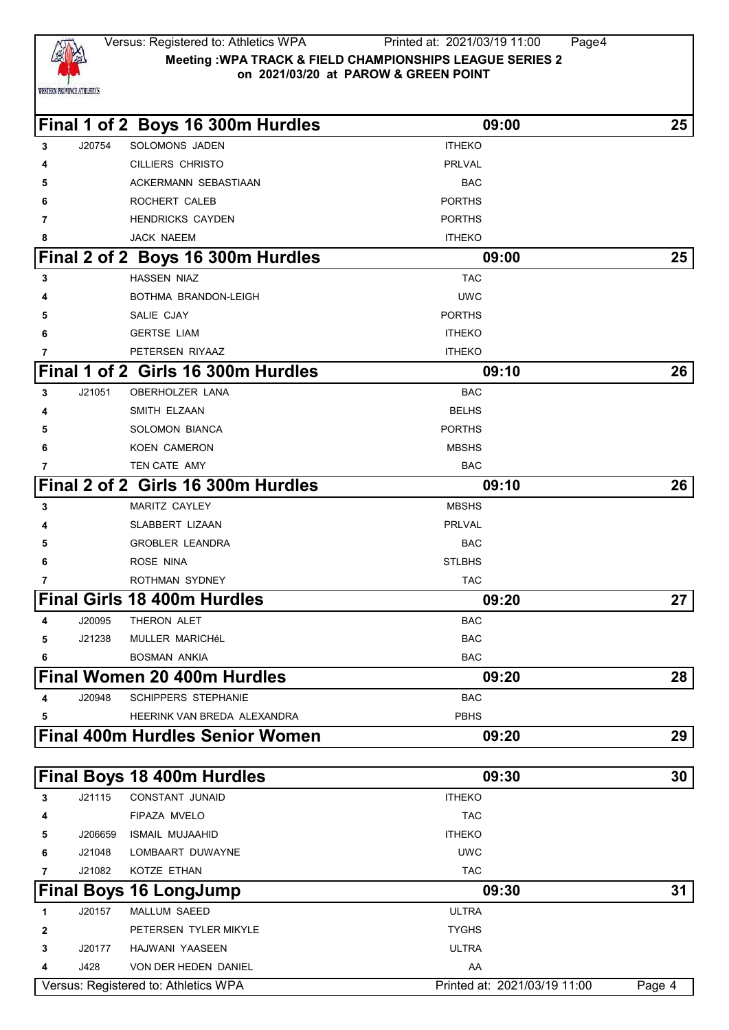Meeting :WPA TRACK & FIELD CHAMPIONSHIPS LEAGUE SERIES 2
on 2021/03/20 at PAROW & GREEN POINT

## Final 1 of 2 Boys 16 300m Hurdles — 09:00 — 25

| Lane | No. | Name | Club |
|---|---|---|---|
| 3 | J20754 | SOLOMONS JADEN | ITHEKO |
| 4 | | CILLIERS CHRISTO | PRLVAL |
| 5 | | ACKERMANN SEBASTIAAN | BAC |
| 6 | | ROCHERT CALEB | PORTHS |
| 7 | | HENDRICKS CAYDEN | PORTHS |
| 8 | | JACK NAEEM | ITHEKO |

## Final 2 of 2 Boys 16 300m Hurdles — 09:00 — 25

| Lane | No. | Name | Club |
|---|---|---|---|
| 3 | | HASSEN NIAZ | TAC |
| 4 | | BOTHMA BRANDON-LEIGH | UWC |
| 5 | | SALIE CJAY | PORTHS |
| 6 | | GERTSE LIAM | ITHEKO |
| 7 | | PETERSEN RIYAAZ | ITHEKO |

## Final 1 of 2 Girls 16 300m Hurdles — 09:10 — 26

| Lane | No. | Name | Club |
|---|---|---|---|
| 3 | J21051 | OBERHOLZER LANA | BAC |
| 4 | | SMITH ELZAAN | BELHS |
| 5 | | SOLOMON BIANCA | PORTHS |
| 6 | | KOEN CAMERON | MBSHS |
| 7 | | TEN CATE AMY | BAC |

## Final 2 of 2 Girls 16 300m Hurdles — 09:10 — 26

| Lane | No. | Name | Club |
|---|---|---|---|
| 3 | | MARITZ CAYLEY | MBSHS |
| 4 | | SLABBERT LIZAAN | PRLVAL |
| 5 | | GROBLER LEANDRA | BAC |
| 6 | | ROSE NINA | STLBHS |
| 7 | | ROTHMAN SYDNEY | TAC |

## Final Girls 18 400m Hurdles — 09:20 — 27

| Lane | No. | Name | Club |
|---|---|---|---|
| 4 | J20095 | THERON ALET | BAC |
| 5 | J21238 | MULLER MARICHéL | BAC |
| 6 | | BOSMAN ANKIA | BAC |

## Final Women 20 400m Hurdles — 09:20 — 28

| Lane | No. | Name | Club |
|---|---|---|---|
| 4 | J20948 | SCHIPPERS STEPHANIE | BAC |
| 5 | | HEERINK VAN BREDA ALEXANDRA | PBHS |

## Final 400m Hurdles Senior Women — 09:20 — 29

## Final Boys 18 400m Hurdles — 09:30 — 30

| Lane | No. | Name | Club |
|---|---|---|---|
| 3 | J21115 | CONSTANT JUNAID | ITHEKO |
| 4 | | FIPAZA MVELO | TAC |
| 5 | J206659 | ISMAIL MUJAAHID | ITHEKO |
| 6 | J21048 | LOMBAART DUWAYNE | UWC |
| 7 | J21082 | KOTZE ETHAN | TAC |

## Final Boys 16 LongJump — 09:30 — 31

| Order | No. | Name | Club |
|---|---|---|---|
| 1 | J20157 | MALLUM SAEED | ULTRA |
| 2 | | PETERSEN TYLER MIKYLE | TYGHS |
| 3 | J20177 | HAJWANI YAASEEN | ULTRA |
| 4 | J428 | VON DER HEDEN DANIEL | AA |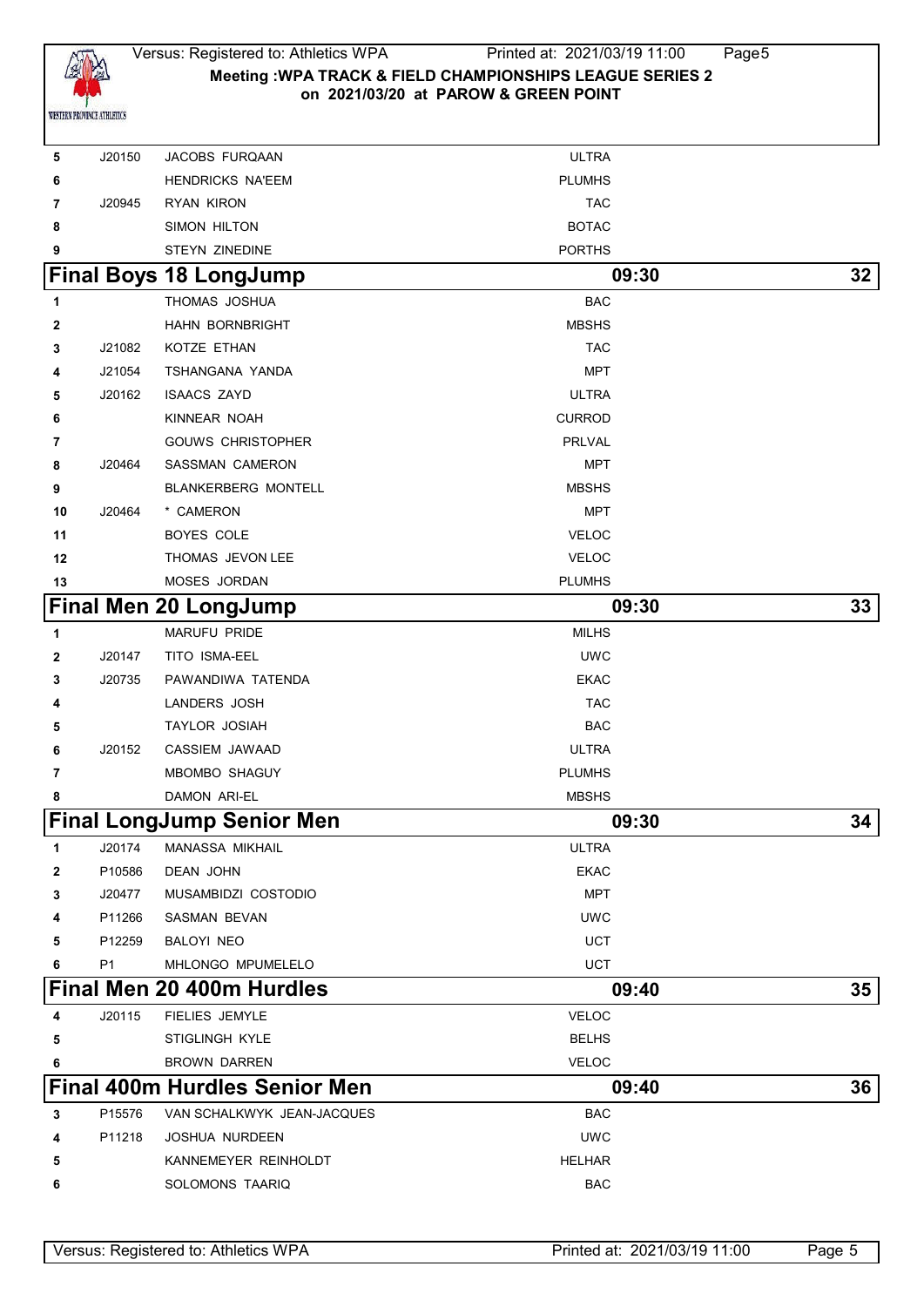| | | | |
|---|---|---|---|
| 5 | J20150 | JACOBS FURQAAN | ULTRA |
| 6 | | HENDRICKS NA'EEM | PLUMHS |
| 7 | J20945 | RYAN KIRON | TAC |
| 8 | | SIMON HILTON | BOTAC |
| 9 | | STEYN ZINEDINE | PORTHS |

## Final Boys 18 LongJump — 09:30 — 32

| | | | |
|---|---|---|---|
| 1 | | THOMAS JOSHUA | BAC |
| 2 | | HAHN BORNBRIGHT | MBSHS |
| 3 | J21082 | KOTZE ETHAN | TAC |
| 4 | J21054 | TSHANGANA YANDA | MPT |
| 5 | J20162 | ISAACS ZAYD | ULTRA |
| 6 | | KINNEAR NOAH | CURROD |
| 7 | | GOUWS CHRISTOPHER | PRLVAL |
| 8 | J20464 | SASSMAN CAMERON | MPT |
| 9 | | BLANKERBERG MONTELL | MBSHS |
| 10 | J20464 | * CAMERON | MPT |
| 11 | | BOYES COLE | VELOC |
| 12 | | THOMAS JEVON LEE | VELOC |
| 13 | | MOSES JORDAN | PLUMHS |

## Final Men 20 LongJump — 09:30 — 33

| | | | |
|---|---|---|---|
| 1 | | MARUFU PRIDE | MILHS |
| 2 | J20147 | TITO ISMA-EEL | UWC |
| 3 | J20735 | PAWANDIWA TATENDA | EKAC |
| 4 | | LANDERS JOSH | TAC |
| 5 | | TAYLOR JOSIAH | BAC |
| 6 | J20152 | CASSIEM JAWAAD | ULTRA |
| 7 | | MBOMBO SHAGUY | PLUMHS |
| 8 | | DAMON ARI-EL | MBSHS |

## Final LongJump Senior Men — 09:30 — 34

| | | | |
|---|---|---|---|
| 1 | J20174 | MANASSA MIKHAIL | ULTRA |
| 2 | P10586 | DEAN JOHN | EKAC |
| 3 | J20477 | MUSAMBIDZI COSTODIO | MPT |
| 4 | P11266 | SASMAN BEVAN | UWC |
| 5 | P12259 | BALOYI NEO | UCT |
| 6 | P1 | MHLONGO MPUMELELO | UCT |

## Final Men 20 400m Hurdles — 09:40 — 35

| | | | |
|---|---|---|---|
| 4 | J20115 | FIELIES JEMYLE | VELOC |
| 5 | | STIGLINGH KYLE | BELHS |
| 6 | | BROWN DARREN | VELOC |

## Final 400m Hurdles Senior Men — 09:40 — 36

| | | | |
|---|---|---|---|
| 3 | P15576 | VAN SCHALKWYK JEAN-JACQUES | BAC |
| 4 | P11218 | JOSHUA NURDEEN | UWC |
| 5 | | KANNEMEYER REINHOLDT | HELHAR |
| 6 | | SOLOMONS TAARIQ | BAC |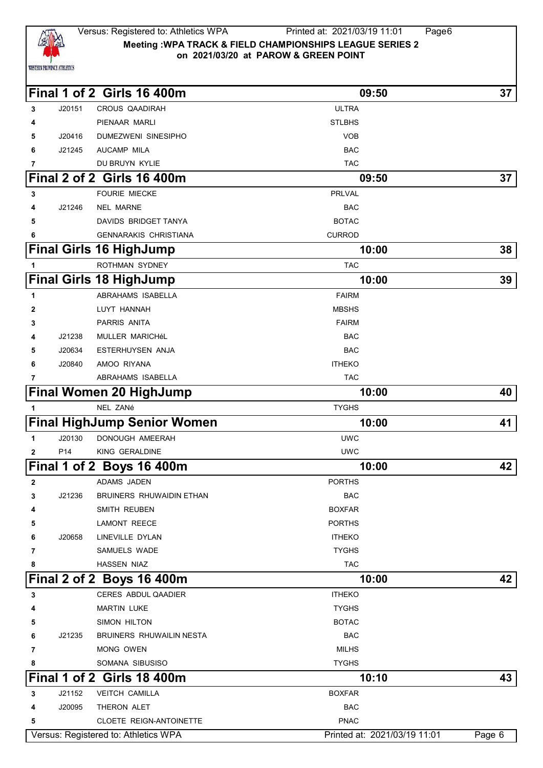Meeting :WPA TRACK & FIELD CHAMPIONSHIPS LEAGUE SERIES 2
on 2021/03/20 at PAROW & GREEN POINT

## Final 1 of 2 Girls 16 400m — 09:50 — 37

| Lane | No. | Name | Club |
|---|---|---|---|
| 3 | J20151 | CROUS QAADIRAH | ULTRA |
| 4 | | PIENAAR MARLI | STLBHS |
| 5 | J20416 | DUMEZWENI SINESIPHO | VOB |
| 6 | J21245 | AUCAMP MILA | BAC |
| 7 | | DU BRUYN KYLIE | TAC |

## Final 2 of 2 Girls 16 400m — 09:50 — 37

| Lane | No. | Name | Club |
|---|---|---|---|
| 3 | | FOURIE MIECKE | PRLVAL |
| 4 | J21246 | NEL MARNE | BAC |
| 5 | | DAVIDS BRIDGET TANYA | BOTAC |
| 6 | | GENNARAKIS CHRISTIANA | CURROD |

## Final Girls 16 HighJump — 10:00 — 38

| Order | No. | Name | Club |
|---|---|---|---|
| 1 | | ROTHMAN SYDNEY | TAC |

## Final Girls 18 HighJump — 10:00 — 39

| Order | No. | Name | Club |
|---|---|---|---|
| 1 | | ABRAHAMS ISABELLA | FAIRM |
| 2 | | LUYT HANNAH | MBSHS |
| 3 | | PARRIS ANITA | FAIRM |
| 4 | J21238 | MULLER MARICHéL | BAC |
| 5 | J20634 | ESTERHUYSEN ANJA | BAC |
| 6 | J20840 | AMOO RIYANA | ITHEKO |
| 7 | | ABRAHAMS ISABELLA | TAC |

## Final Women 20 HighJump — 10:00 — 40

| Order | No. | Name | Club |
|---|---|---|---|
| 1 | | NEL ZANé | TYGHS |

## Final HighJump Senior Women — 10:00 — 41

| Order | No. | Name | Club |
|---|---|---|---|
| 1 | J20130 | DONOUGH AMEERAH | UWC |
| 2 | P14 | KING GERALDINE | UWC |

## Final 1 of 2 Boys 16 400m — 10:00 — 42

| Lane | No. | Name | Club |
|---|---|---|---|
| 2 | | ADAMS JADEN | PORTHS |
| 3 | J21236 | BRUINERS RHUWAIDIN ETHAN | BAC |
| 4 | | SMITH REUBEN | BOXFAR |
| 5 | | LAMONT REECE | PORTHS |
| 6 | J20658 | LINEVILLE DYLAN | ITHEKO |
| 7 | | SAMUELS WADE | TYGHS |
| 8 | | HASSEN NIAZ | TAC |

## Final 2 of 2 Boys 16 400m — 10:00 — 42

| Lane | No. | Name | Club |
|---|---|---|---|
| 3 | | CERES ABDUL QAADIER | ITHEKO |
| 4 | | MARTIN LUKE | TYGHS |
| 5 | | SIMON HILTON | BOTAC |
| 6 | J21235 | BRUINERS RHUWAILIN NESTA | BAC |
| 7 | | MONG OWEN | MILHS |
| 8 | | SOMANA SIBUSISO | TYGHS |

## Final 1 of 2 Girls 18 400m — 10:10 — 43

| Lane | No. | Name | Club |
|---|---|---|---|
| 3 | J21152 | VEITCH CAMILLA | BOXFAR |
| 4 | J20095 | THERON ALET | BAC |
| 5 | | CLOETE REIGN-ANTOINETTE | PNAC |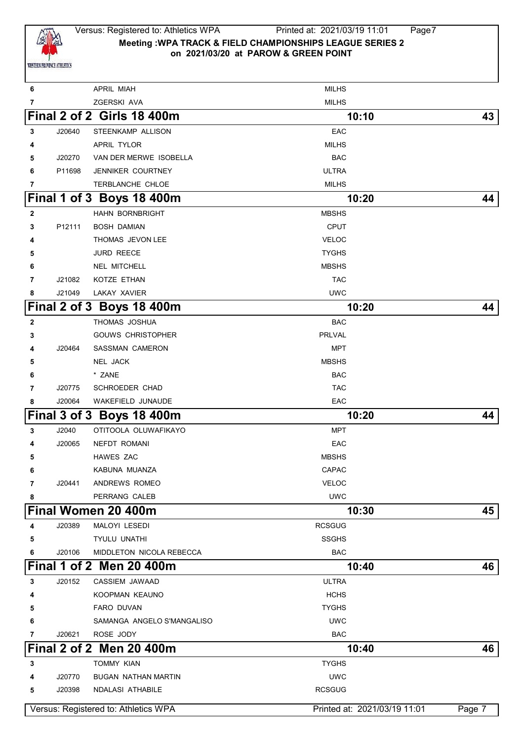| | | | |
|---|---|---|---|
| 6 | | APRIL MIAH | MILHS |
| 7 | | ZGERSKI AVA | MILHS |

## Final 2 of 2 Girls 18 400m — 10:10 — 43

| Lane | No. | Name | Club |
|---|---|---|---|
| 3 | J20640 | STEENKAMP ALLISON | EAC |
| 4 | | APRIL TYLOR | MILHS |
| 5 | J20270 | VAN DER MERWE ISOBELLA | BAC |
| 6 | P11698 | JENNIKER COURTNEY | ULTRA |
| 7 | | TERBLANCHE CHLOE | MILHS |

## Final 1 of 3 Boys 18 400m — 10:20 — 44

| Lane | No. | Name | Club |
|---|---|---|---|
| 2 | | HAHN BORNBRIGHT | MBSHS |
| 3 | P12111 | BOSH DAMIAN | CPUT |
| 4 | | THOMAS JEVON LEE | VELOC |
| 5 | | JURD REECE | TYGHS |
| 6 | | NEL MITCHELL | MBSHS |
| 7 | J21082 | KOTZE ETHAN | TAC |
| 8 | J21049 | LAKAY XAVIER | UWC |

## Final 2 of 3 Boys 18 400m — 10:20 — 44

| Lane | No. | Name | Club |
|---|---|---|---|
| 2 | | THOMAS JOSHUA | BAC |
| 3 | | GOUWS CHRISTOPHER | PRLVAL |
| 4 | J20464 | SASSMAN CAMERON | MPT |
| 5 | | NEL JACK | MBSHS |
| 6 | | * ZANE | BAC |
| 7 | J20775 | SCHROEDER CHAD | TAC |
| 8 | J20064 | WAKEFIELD JUNAUDE | EAC |

## Final 3 of 3 Boys 18 400m — 10:20 — 44

| Lane | No. | Name | Club |
|---|---|---|---|
| 3 | J2040 | OTITOOLA OLUWAFIKAYO | MPT |
| 4 | J20065 | NEFDT ROMANI | EAC |
| 5 | | HAWES ZAC | MBSHS |
| 6 | | KABUNA MUANZA | CAPAC |
| 7 | J20441 | ANDREWS ROMEO | VELOC |
| 8 | | PERRANG CALEB | UWC |

## Final Women 20 400m — 10:30 — 45

| Lane | No. | Name | Club |
|---|---|---|---|
| 4 | J20389 | MALOYI LESEDI | RCSGUG |
| 5 | | TYULU UNATHI | SSGHS |
| 6 | J20106 | MIDDLETON NICOLA REBECCA | BAC |

## Final 1 of 2 Men 20 400m — 10:40 — 46

| Lane | No. | Name | Club |
|---|---|---|---|
| 3 | J20152 | CASSIEM JAWAAD | ULTRA |
| 4 | | KOOPMAN KEAUNO | HCHS |
| 5 | | FARO DUVAN | TYGHS |
| 6 | | SAMANGA ANGELO S'MANGALISO | UWC |
| 7 | J20621 | ROSE JODY | BAC |

## Final 2 of 2 Men 20 400m — 10:40 — 46

| Lane | No. | Name | Club |
|---|---|---|---|
| 3 | | TOMMY KIAN | TYGHS |
| 4 | J20770 | BUGAN NATHAN MARTIN | UWC |
| 5 | J20398 | NDALASI ATHABILE | RCSGUG |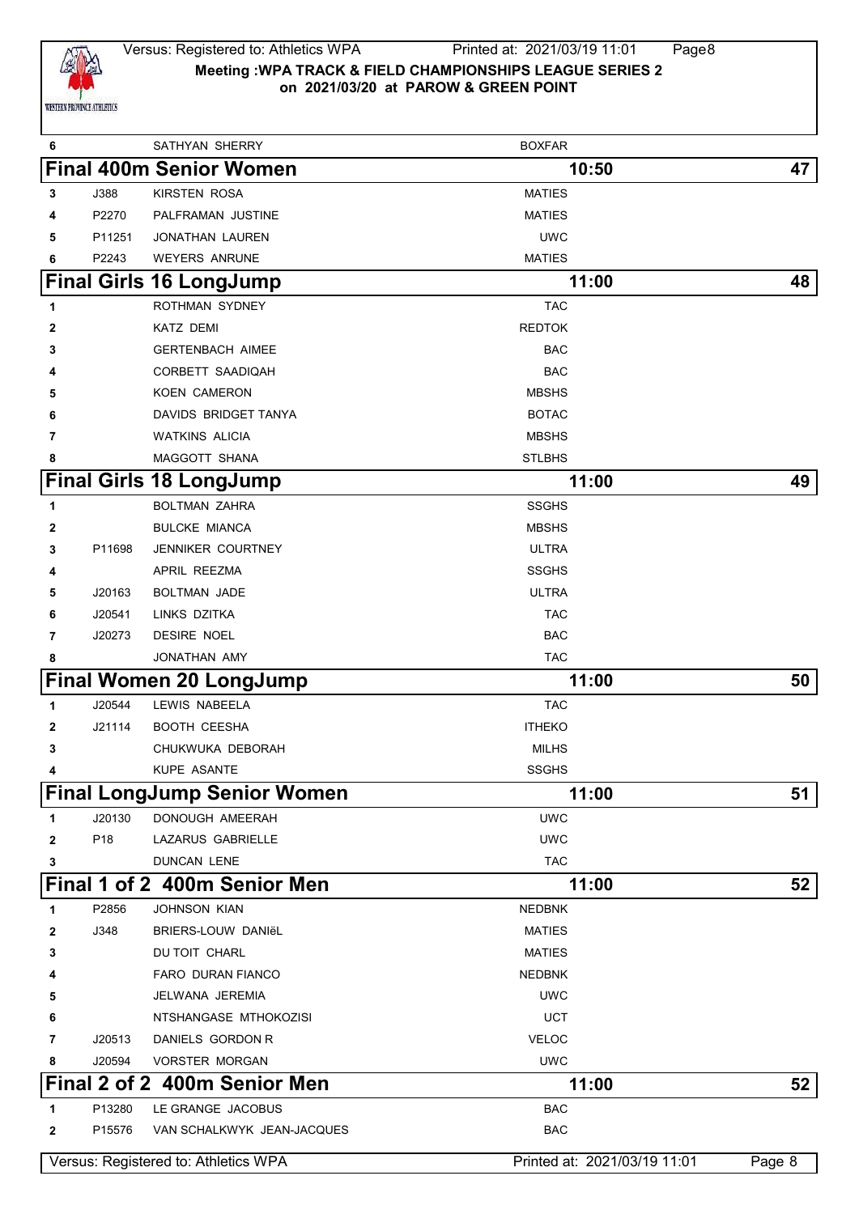| 6 | | SATHYAN SHERRY | BOXFAR |
|---|---|---|---|

## Final 400m Senior Women — 10:50 — 47

| Lane | Number | Name | Club |
|---|---|---|---|
| 3 | J388 | KIRSTEN ROSA | MATIES |
| 4 | P2270 | PALFRAMAN JUSTINE | MATIES |
| 5 | P11251 | JONATHAN LAUREN | UWC |
| 6 | P2243 | WEYERS ANRUNE | MATIES |

## Final Girls 16 LongJump — 11:00 — 48

| Order | Number | Name | Club |
|---|---|---|---|
| 1 | | ROTHMAN SYDNEY | TAC |
| 2 | | KATZ DEMI | REDTOK |
| 3 | | GERTENBACH AIMEE | BAC |
| 4 | | CORBETT SAADIQAH | BAC |
| 5 | | KOEN CAMERON | MBSHS |
| 6 | | DAVIDS BRIDGET TANYA | BOTAC |
| 7 | | WATKINS ALICIA | MBSHS |
| 8 | | MAGGOTT SHANA | STLBHS |

## Final Girls 18 LongJump — 11:00 — 49

| Order | Number | Name | Club |
|---|---|---|---|
| 1 | | BOLTMAN ZAHRA | SSGHS |
| 2 | | BULCKE MIANCA | MBSHS |
| 3 | P11698 | JENNIKER COURTNEY | ULTRA |
| 4 | | APRIL REEZMA | SSGHS |
| 5 | J20163 | BOLTMAN JADE | ULTRA |
| 6 | J20541 | LINKS DZITKA | TAC |
| 7 | J20273 | DESIRE NOEL | BAC |
| 8 | | JONATHAN AMY | TAC |

## Final Women 20 LongJump — 11:00 — 50

| Order | Number | Name | Club |
|---|---|---|---|
| 1 | J20544 | LEWIS NABEELA | TAC |
| 2 | J21114 | BOOTH CEESHA | ITHEKO |
| 3 | | CHUKWUKA DEBORAH | MILHS |
| 4 | | KUPE ASANTE | SSGHS |

## Final LongJump Senior Women — 11:00 — 51

| Order | Number | Name | Club |
|---|---|---|---|
| 1 | J20130 | DONOUGH AMEERAH | UWC |
| 2 | P18 | LAZARUS GABRIELLE | UWC |
| 3 | | DUNCAN LENE | TAC |

## Final 1 of 2 400m Senior Men — 11:00 — 52

| Lane | Number | Name | Club |
|---|---|---|---|
| 1 | P2856 | JOHNSON KIAN | NEDBNK |
| 2 | J348 | BRIERS-LOUW DANIëL | MATIES |
| 3 | | DU TOIT CHARL | MATIES |
| 4 | | FARO DURAN FIANCO | NEDBNK |
| 5 | | JELWANA JEREMIA | UWC |
| 6 | | NTSHANGASE MTHOKOZISI | UCT |
| 7 | J20513 | DANIELS GORDON R | VELOC |
| 8 | J20594 | VORSTER MORGAN | UWC |

## Final 2 of 2 400m Senior Men — 11:00 — 52

| Lane | Number | Name | Club |
|---|---|---|---|
| 1 | P13280 | LE GRANGE JACOBUS | BAC |
| 2 | P15576 | VAN SCHALKWYK JEAN-JACQUES | BAC |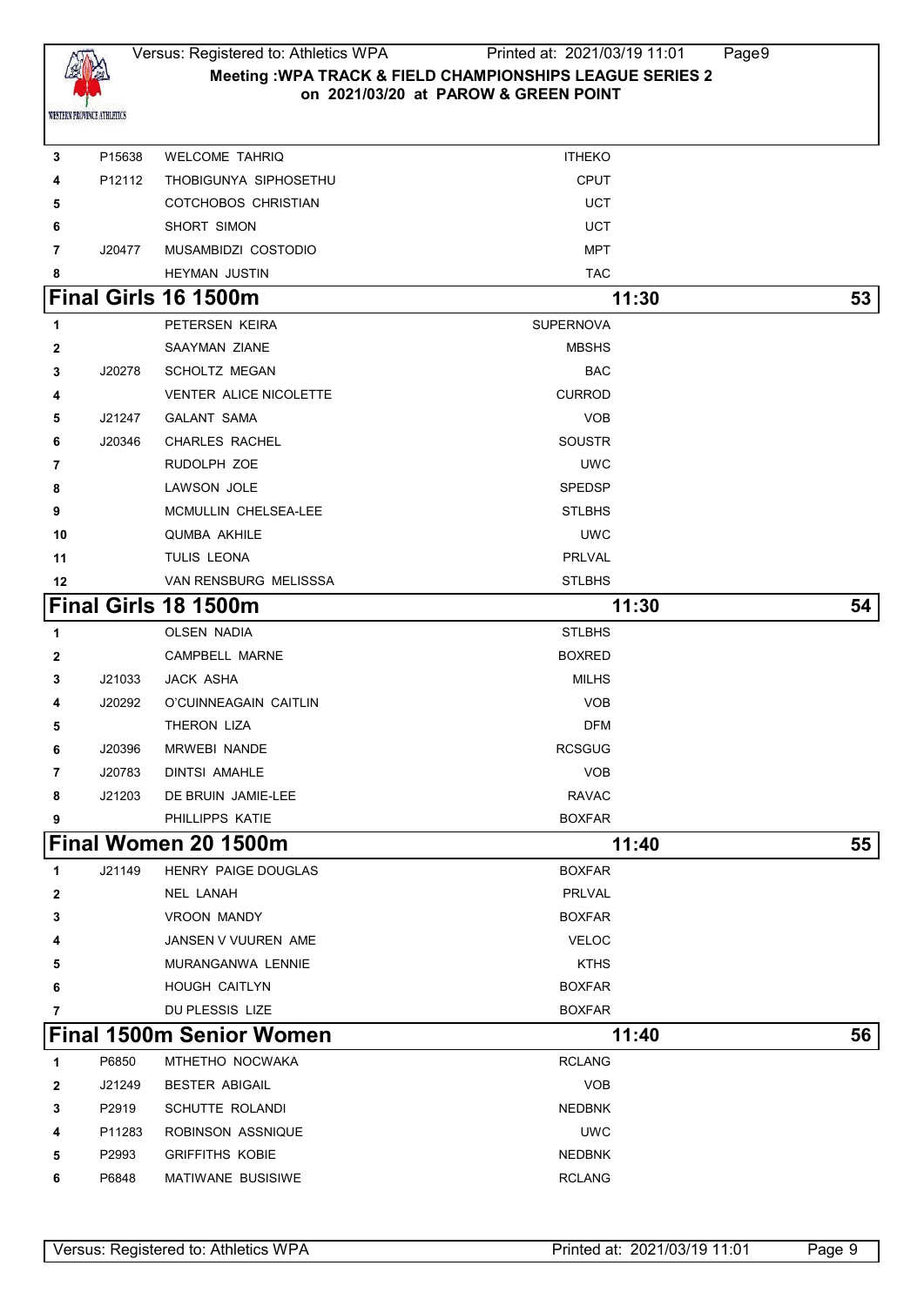**Meeting :WPA TRACK & FIELD CHAMPIONSHIPS LEAGUE SERIES 2**
**on 2021/03/20 at PAROW & GREEN POINT**

| | | | |
|---|---|---|---|
| 3 | P15638 | WELCOME TAHRIQ | ITHEKO |
| 4 | P12112 | THOBIGUNYA SIPHOSETHU | CPUT |
| 5 | | COTCHOBOS CHRISTIAN | UCT |
| 6 | | SHORT SIMON | UCT |
| 7 | J20477 | MUSAMBIDZI COSTODIO | MPT |
| 8 | | HEYMAN JUSTIN | TAC |

## Final Girls 16 1500m — 11:30 — 53

| | | | |
|---|---|---|---|
| 1 | | PETERSEN KEIRA | SUPERNOVA |
| 2 | | SAAYMAN ZIANE | MBSHS |
| 3 | J20278 | SCHOLTZ MEGAN | BAC |
| 4 | | VENTER ALICE NICOLETTE | CURROD |
| 5 | J21247 | GALANT SAMA | VOB |
| 6 | J20346 | CHARLES RACHEL | SOUSTR |
| 7 | | RUDOLPH ZOE | UWC |
| 8 | | LAWSON JOLE | SPEDSP |
| 9 | | MCMULLIN CHELSEA-LEE | STLBHS |
| 10 | | QUMBA AKHILE | UWC |
| 11 | | TULIS LEONA | PRLVAL |
| 12 | | VAN RENSBURG MELISSSA | STLBHS |

## Final Girls 18 1500m — 11:30 — 54

| | | | |
|---|---|---|---|
| 1 | | OLSEN NADIA | STLBHS |
| 2 | | CAMPBELL MARNE | BOXRED |
| 3 | J21033 | JACK ASHA | MILHS |
| 4 | J20292 | O'CUINNEAGAIN CAITLIN | VOB |
| 5 | | THERON LIZA | DFM |
| 6 | J20396 | MRWEBI NANDE | RCSGUG |
| 7 | J20783 | DINTSI AMAHLE | VOB |
| 8 | J21203 | DE BRUIN JAMIE-LEE | RAVAC |
| 9 | | PHILLIPPS KATIE | BOXFAR |

## Final Women 20 1500m — 11:40 — 55

| | | | |
|---|---|---|---|
| 1 | J21149 | HENRY PAIGE DOUGLAS | BOXFAR |
| 2 | | NEL LANAH | PRLVAL |
| 3 | | VROON MANDY | BOXFAR |
| 4 | | JANSEN V VUUREN AME | VELOC |
| 5 | | MURANGANWA LENNIE | KTHS |
| 6 | | HOUGH CAITLYN | BOXFAR |
| 7 | | DU PLESSIS LIZE | BOXFAR |

## Final 1500m Senior Women — 11:40 — 56

| | | | |
|---|---|---|---|
| 1 | P6850 | MTHETHO NOCWAKA | RCLANG |
| 2 | J21249 | BESTER ABIGAIL | VOB |
| 3 | P2919 | SCHUTTE ROLANDI | NEDBNK |
| 4 | P11283 | ROBINSON ASSNIQUE | UWC |
| 5 | P2993 | GRIFFITHS KOBIE | NEDBNK |
| 6 | P6848 | MATIWANE BUSISIWE | RCLANG |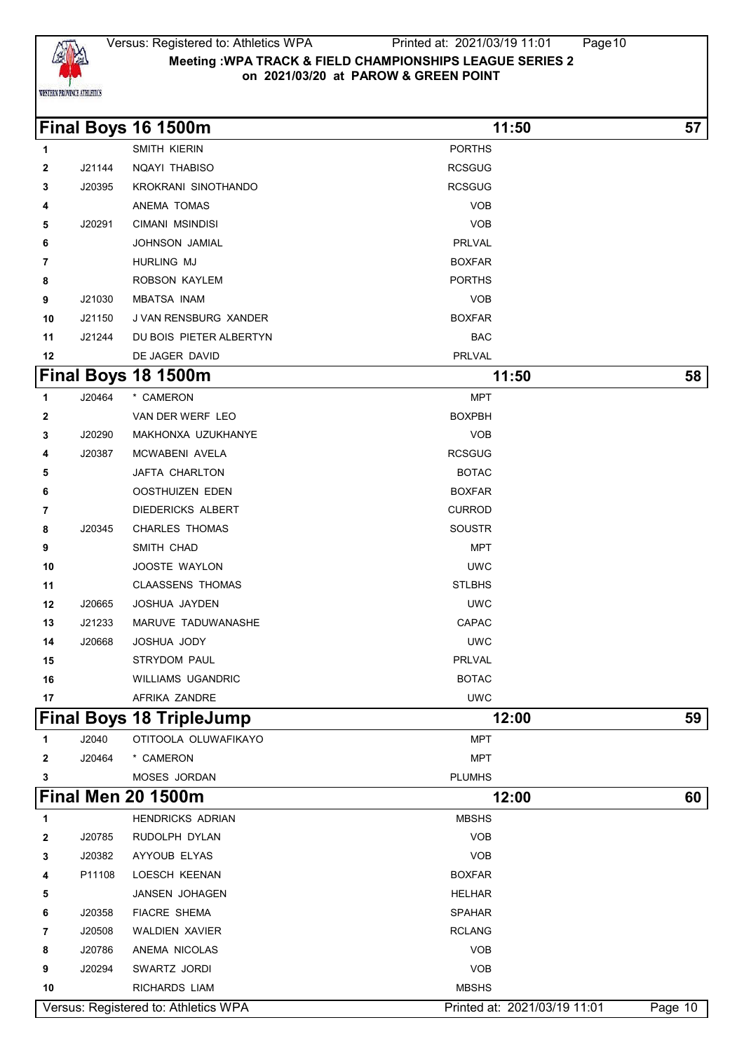## Final Boys 16 1500m

11:50 — 57

| # | Licence | Name | Club |
|---|---|---|---|
| 1 | | SMITH KIERIN | PORTHS |
| 2 | J21144 | NQAYI THABISO | RCSGUG |
| 3 | J20395 | KROKRANI SINOTHANDO | RCSGUG |
| 4 | | ANEMA TOMAS | VOB |
| 5 | J20291 | CIMANI MSINDISI | VOB |
| 6 | | JOHNSON JAMIAL | PRLVAL |
| 7 | | HURLING MJ | BOXFAR |
| 8 | | ROBSON KAYLEM | PORTHS |
| 9 | J21030 | MBATSA INAM | VOB |
| 10 | J21150 | J VAN RENSBURG XANDER | BOXFAR |
| 11 | J21244 | DU BOIS PIETER ALBERTYN | BAC |
| 12 | | DE JAGER DAVID | PRLVAL |

## Final Boys 18 1500m

11:50 — 58

| # | Licence | Name | Club |
|---|---|---|---|
| 1 | J20464 | * CAMERON | MPT |
| 2 | | VAN DER WERF LEO | BOXPBH |
| 3 | J20290 | MAKHONXA UZUKHANYE | VOB |
| 4 | J20387 | MCWABENI AVELA | RCSGUG |
| 5 | | JAFTA CHARLTON | BOTAC |
| 6 | | OOSTHUIZEN EDEN | BOXFAR |
| 7 | | DIEDERICKS ALBERT | CURROD |
| 8 | J20345 | CHARLES THOMAS | SOUSTR |
| 9 | | SMITH CHAD | MPT |
| 10 | | JOOSTE WAYLON | UWC |
| 11 | | CLAASSENS THOMAS | STLBHS |
| 12 | J20665 | JOSHUA JAYDEN | UWC |
| 13 | J21233 | MARUVE TADUWANASHE | CAPAC |
| 14 | J20668 | JOSHUA JODY | UWC |
| 15 | | STRYDOM PAUL | PRLVAL |
| 16 | | WILLIAMS UGANDRIC | BOTAC |
| 17 | | AFRIKA ZANDRE | UWC |

## Final Boys 18 TripleJump

12:00 — 59

| # | Licence | Name | Club |
|---|---|---|---|
| 1 | J2040 | OTITOOLA OLUWAFIKAYO | MPT |
| 2 | J20464 | * CAMERON | MPT |
| 3 | | MOSES JORDAN | PLUMHS |

## Final Men 20 1500m

12:00 — 60

| # | Licence | Name | Club |
|---|---|---|---|
| 1 | | HENDRICKS ADRIAN | MBSHS |
| 2 | J20785 | RUDOLPH DYLAN | VOB |
| 3 | J20382 | AYYOUB ELYAS | VOB |
| 4 | P11108 | LOESCH KEENAN | BOXFAR |
| 5 | | JANSEN JOHAGEN | HELHAR |
| 6 | J20358 | FIACRE SHEMA | SPAHAR |
| 7 | J20508 | WALDIEN XAVIER | RCLANG |
| 8 | J20786 | ANEMA NICOLAS | VOB |
| 9 | J20294 | SWARTZ JORDI | VOB |
| 10 | | RICHARDS LIAM | MBSHS |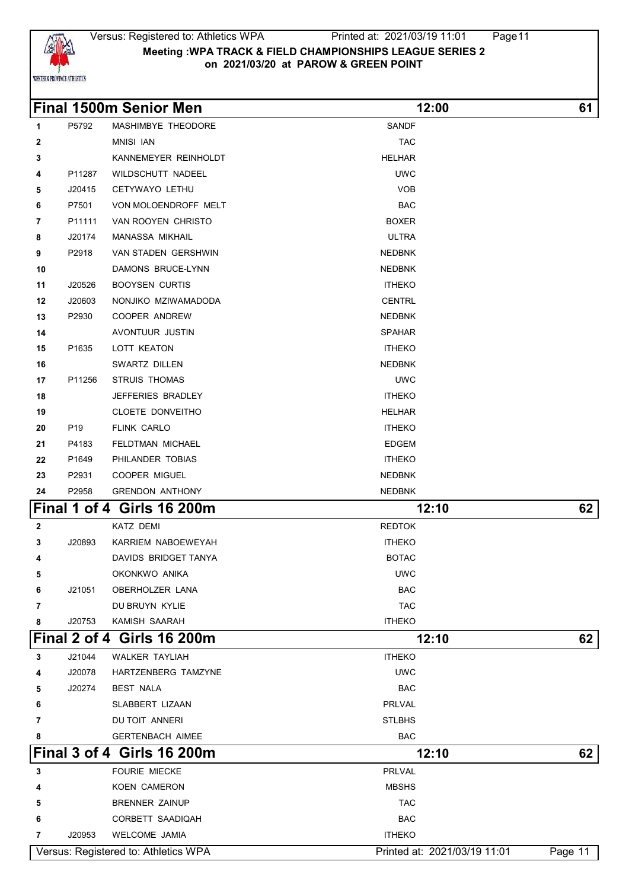## Final 1500m Senior Men

12:00 — 61

| Lane | ID | Name | Club |
|---|---|---|---|
| 1 | P5792 | MASHIMBYE THEODORE | SANDF |
| 2 | | MNISI IAN | TAC |
| 3 | | KANNEMEYER REINHOLDT | HELHAR |
| 4 | P11287 | WILDSCHUTT NADEEL | UWC |
| 5 | J20415 | CETYWAYO LETHU | VOB |
| 6 | P7501 | VON MOLOENDROFF MELT | BAC |
| 7 | P11111 | VAN ROOYEN CHRISTO | BOXER |
| 8 | J20174 | MANASSA MIKHAIL | ULTRA |
| 9 | P2918 | VAN STADEN GERSHWIN | NEDBNK |
| 10 | | DAMONS BRUCE-LYNN | NEDBNK |
| 11 | J20526 | BOOYSEN CURTIS | ITHEKO |
| 12 | J20603 | NONJIKO MZIWAMADODA | CENTRL |
| 13 | P2930 | COOPER ANDREW | NEDBNK |
| 14 | | AVONTUUR JUSTIN | SPAHAR |
| 15 | P1635 | LOTT KEATON | ITHEKO |
| 16 | | SWARTZ DILLEN | NEDBNK |
| 17 | P11256 | STRUIS THOMAS | UWC |
| 18 | | JEFFERIES BRADLEY | ITHEKO |
| 19 | | CLOETE DONVEITHO | HELHAR |
| 20 | P19 | FLINK CARLO | ITHEKO |
| 21 | P4183 | FELDTMAN MICHAEL | EDGEM |
| 22 | P1649 | PHILANDER TOBIAS | ITHEKO |
| 23 | P2931 | COOPER MIGUEL | NEDBNK |
| 24 | P2958 | GRENDON ANTHONY | NEDBNK |

## Final 1 of 4 Girls 16 200m

12:10 — 62

| Lane | ID | Name | Club |
|---|---|---|---|
| 2 | | KATZ DEMI | REDTOK |
| 3 | J20893 | KARRIEM NABOEWEYAH | ITHEKO |
| 4 | | DAVIDS BRIDGET TANYA | BOTAC |
| 5 | | OKONKWO ANIKA | UWC |
| 6 | J21051 | OBERHOLZER LANA | BAC |
| 7 | | DU BRUYN KYLIE | TAC |
| 8 | J20753 | KAMISH SAARAH | ITHEKO |

## Final 2 of 4 Girls 16 200m

12:10 — 62

| Lane | ID | Name | Club |
|---|---|---|---|
| 3 | J21044 | WALKER TAYLIAH | ITHEKO |
| 4 | J20078 | HARTZENBERG TAMZYNE | UWC |
| 5 | J20274 | BEST NALA | BAC |
| 6 | | SLABBERT LIZAAN | PRLVAL |
| 7 | | DU TOIT ANNERI | STLBHS |
| 8 | | GERTENBACH AIMEE | BAC |

## Final 3 of 4 Girls 16 200m

12:10 — 62

| Lane | ID | Name | Club |
|---|---|---|---|
| 3 | | FOURIE MIECKE | PRLVAL |
| 4 | | KOEN CAMERON | MBSHS |
| 5 | | BRENNER ZAINUP | TAC |
| 6 | | CORBETT SAADIQAH | BAC |
| 7 | J20953 | WELCOME JAMIA | ITHEKO |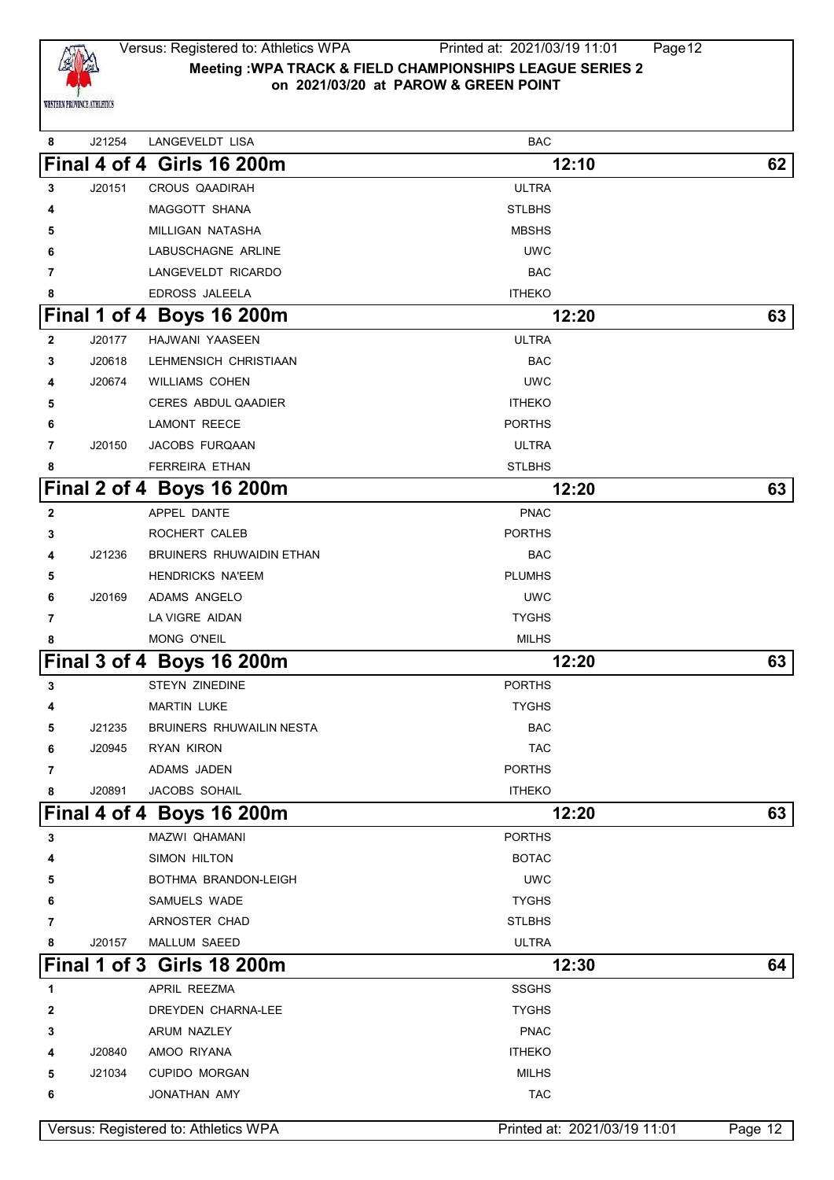| 8 | J21254 | LANGEVELDT LISA | BAC |
|---|---|---|---|

## Final 4 of 4 Girls 16 200m — 12:10 — 62

| Lane | ID | Name | Club |
|---|---|---|---|
| 3 | J20151 | CROUS QAADIRAH | ULTRA |
| 4 | | MAGGOTT SHANA | STLBHS |
| 5 | | MILLIGAN NATASHA | MBSHS |
| 6 | | LABUSCHAGNE ARLINE | UWC |
| 7 | | LANGEVELDT RICARDO | BAC |
| 8 | | EDROSS JALEELA | ITHEKO |

## Final 1 of 4 Boys 16 200m — 12:20 — 63

| Lane | ID | Name | Club |
|---|---|---|---|
| 2 | J20177 | HAJWANI YAASEEN | ULTRA |
| 3 | J20618 | LEHMENSICH CHRISTIAAN | BAC |
| 4 | J20674 | WILLIAMS COHEN | UWC |
| 5 | | CERES ABDUL QAADIER | ITHEKO |
| 6 | | LAMONT REECE | PORTHS |
| 7 | J20150 | JACOBS FURQAAN | ULTRA |
| 8 | | FERREIRA ETHAN | STLBHS |

## Final 2 of 4 Boys 16 200m — 12:20 — 63

| Lane | ID | Name | Club |
|---|---|---|---|
| 2 | | APPEL DANTE | PNAC |
| 3 | | ROCHERT CALEB | PORTHS |
| 4 | J21236 | BRUINERS RHUWAIDIN ETHAN | BAC |
| 5 | | HENDRICKS NA'EEM | PLUMHS |
| 6 | J20169 | ADAMS ANGELO | UWC |
| 7 | | LA VIGRE AIDAN | TYGHS |
| 8 | | MONG O'NEIL | MILHS |

## Final 3 of 4 Boys 16 200m — 12:20 — 63

| Lane | ID | Name | Club |
|---|---|---|---|
| 3 | | STEYN ZINEDINE | PORTHS |
| 4 | | MARTIN LUKE | TYGHS |
| 5 | J21235 | BRUINERS RHUWAILIN NESTA | BAC |
| 6 | J20945 | RYAN KIRON | TAC |
| 7 | | ADAMS JADEN | PORTHS |
| 8 | J20891 | JACOBS SOHAIL | ITHEKO |

## Final 4 of 4 Boys 16 200m — 12:20 — 63

| Lane | ID | Name | Club |
|---|---|---|---|
| 3 | | MAZWI QHAMANI | PORTHS |
| 4 | | SIMON HILTON | BOTAC |
| 5 | | BOTHMA BRANDON-LEIGH | UWC |
| 6 | | SAMUELS WADE | TYGHS |
| 7 | | ARNOSTER CHAD | STLBHS |
| 8 | J20157 | MALLUM SAEED | ULTRA |

## Final 1 of 3 Girls 18 200m — 12:30 — 64

| Lane | ID | Name | Club |
|---|---|---|---|
| 1 | | APRIL REEZMA | SSGHS |
| 2 | | DREYDEN CHARNA-LEE | TYGHS |
| 3 | | ARUM NAZLEY | PNAC |
| 4 | J20840 | AMOO RIYANA | ITHEKO |
| 5 | J21034 | CUPIDO MORGAN | MILHS |
| 6 | | JONATHAN AMY | TAC |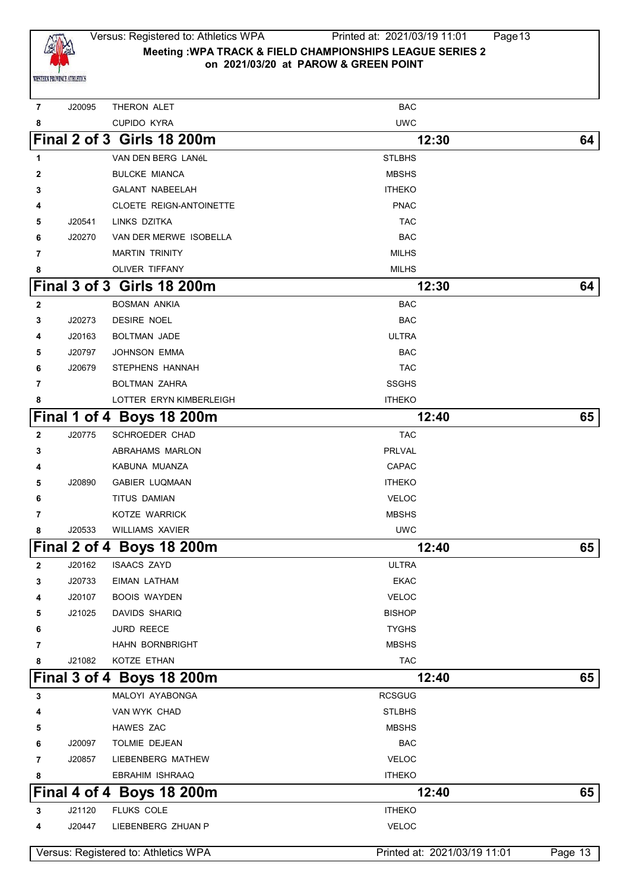| | | | |
|---|---|---|---|
| 7 | J20095 | THERON ALET | BAC |
| 8 | | CUPIDO KYRA | UWC |

## Final 2 of 3 Girls 18 200m — 12:30 — 64

| Lane | Number | Name | Club |
|---|---|---|---|
| 1 | | VAN DEN BERG LANéL | STLBHS |
| 2 | | BULCKE MIANCA | MBSHS |
| 3 | | GALANT NABEELAH | ITHEKO |
| 4 | | CLOETE REIGN-ANTOINETTE | PNAC |
| 5 | J20541 | LINKS DZITKA | TAC |
| 6 | J20270 | VAN DER MERWE ISOBELLA | BAC |
| 7 | | MARTIN TRINITY | MILHS |
| 8 | | OLIVER TIFFANY | MILHS |

## Final 3 of 3 Girls 18 200m — 12:30 — 64

| Lane | Number | Name | Club |
|---|---|---|---|
| 2 | | BOSMAN ANKIA | BAC |
| 3 | J20273 | DESIRE NOEL | BAC |
| 4 | J20163 | BOLTMAN JADE | ULTRA |
| 5 | J20797 | JOHNSON EMMA | BAC |
| 6 | J20679 | STEPHENS HANNAH | TAC |
| 7 | | BOLTMAN ZAHRA | SSGHS |
| 8 | | LOTTER ERYN KIMBERLEIGH | ITHEKO |

## Final 1 of 4 Boys 18 200m — 12:40 — 65

| Lane | Number | Name | Club |
|---|---|---|---|
| 2 | J20775 | SCHROEDER CHAD | TAC |
| 3 | | ABRAHAMS MARLON | PRLVAL |
| 4 | | KABUNA MUANZA | CAPAC |
| 5 | J20890 | GABIER LUQMAAN | ITHEKO |
| 6 | | TITUS DAMIAN | VELOC |
| 7 | | KOTZE WARRICK | MBSHS |
| 8 | J20533 | WILLIAMS XAVIER | UWC |

## Final 2 of 4 Boys 18 200m — 12:40 — 65

| Lane | Number | Name | Club |
|---|---|---|---|
| 2 | J20162 | ISAACS ZAYD | ULTRA |
| 3 | J20733 | EIMAN LATHAM | EKAC |
| 4 | J20107 | BOOIS WAYDEN | VELOC |
| 5 | J21025 | DAVIDS SHARIQ | BISHOP |
| 6 | | JURD REECE | TYGHS |
| 7 | | HAHN BORNBRIGHT | MBSHS |
| 8 | J21082 | KOTZE ETHAN | TAC |

## Final 3 of 4 Boys 18 200m — 12:40 — 65

| Lane | Number | Name | Club |
|---|---|---|---|
| 3 | | MALOYI AYABONGA | RCSGUG |
| 4 | | VAN WYK CHAD | STLBHS |
| 5 | | HAWES ZAC | MBSHS |
| 6 | J20097 | TOLMIE DEJEAN | BAC |
| 7 | J20857 | LIEBENBERG MATHEW | VELOC |
| 8 | | EBRAHIM ISHRAAQ | ITHEKO |

## Final 4 of 4 Boys 18 200m — 12:40 — 65

| Lane | Number | Name | Club |
|---|---|---|---|
| 3 | J21120 | FLUKS COLE | ITHEKO |
| 4 | J20447 | LIEBENBERG ZHUAN P | VELOC |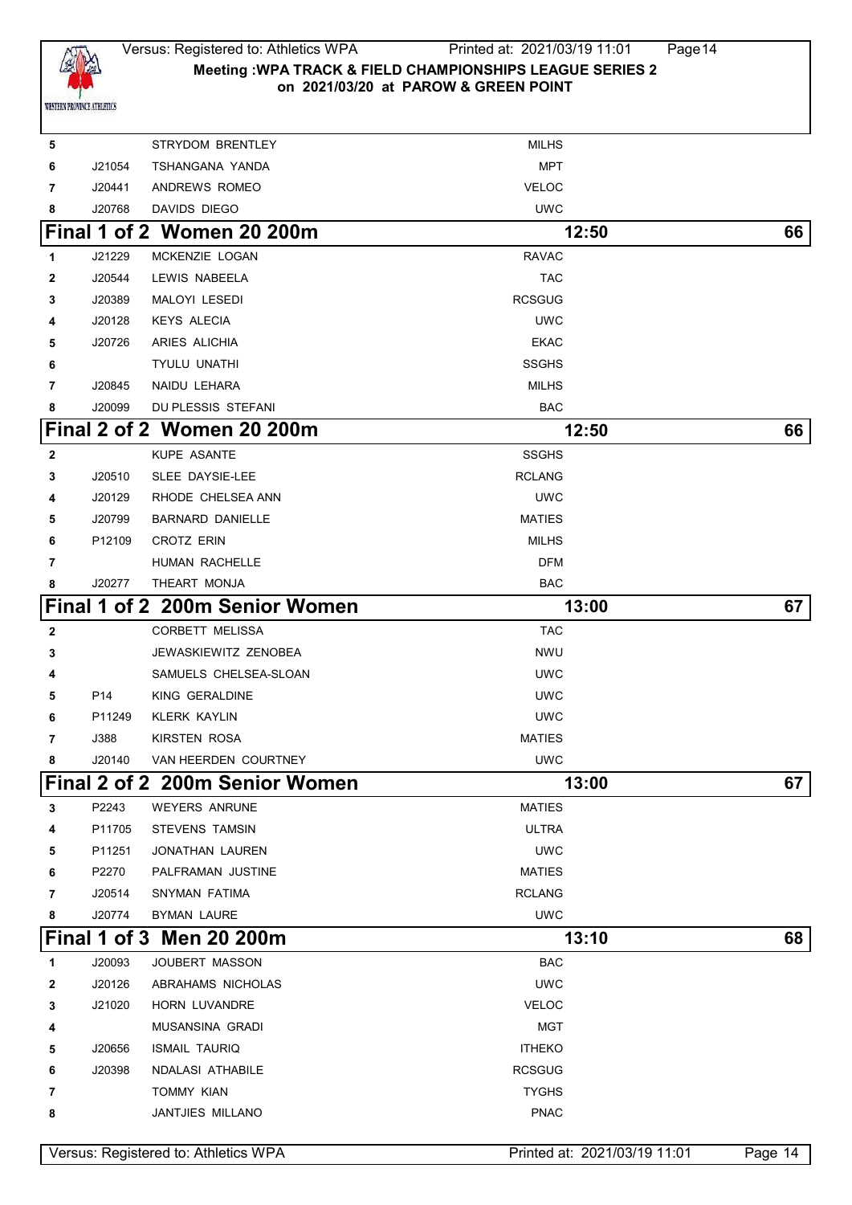| | | | |
|---|---|---|---|
| 5 | | STRYDOM BRENTLEY | MILHS |
| 6 | J21054 | TSHANGANA YANDA | MPT |
| 7 | J20441 | ANDREWS ROMEO | VELOC |
| 8 | J20768 | DAVIDS DIEGO | UWC |

## Final 1 of 2 Women 20 200m — 12:50 — 66

| | | | |
|---|---|---|---|
| 1 | J21229 | MCKENZIE LOGAN | RAVAC |
| 2 | J20544 | LEWIS NABEELA | TAC |
| 3 | J20389 | MALOYI LESEDI | RCSGUG |
| 4 | J20128 | KEYS ALECIA | UWC |
| 5 | J20726 | ARIES ALICHIA | EKAC |
| 6 | | TYULU UNATHI | SSGHS |
| 7 | J20845 | NAIDU LEHARA | MILHS |
| 8 | J20099 | DU PLESSIS STEFANI | BAC |

## Final 2 of 2 Women 20 200m — 12:50 — 66

| | | | |
|---|---|---|---|
| 2 | | KUPE ASANTE | SSGHS |
| 3 | J20510 | SLEE DAYSIE-LEE | RCLANG |
| 4 | J20129 | RHODE CHELSEA ANN | UWC |
| 5 | J20799 | BARNARD DANIELLE | MATIES |
| 6 | P12109 | CROTZ ERIN | MILHS |
| 7 | | HUMAN RACHELLE | DFM |
| 8 | J20277 | THEART MONJA | BAC |

## Final 1 of 2 200m Senior Women — 13:00 — 67

| | | | |
|---|---|---|---|
| 2 | | CORBETT MELISSA | TAC |
| 3 | | JEWASKIEWITZ ZENOBEA | NWU |
| 4 | | SAMUELS CHELSEA-SLOAN | UWC |
| 5 | P14 | KING GERALDINE | UWC |
| 6 | P11249 | KLERK KAYLIN | UWC |
| 7 | J388 | KIRSTEN ROSA | MATIES |
| 8 | J20140 | VAN HEERDEN COURTNEY | UWC |

## Final 2 of 2 200m Senior Women — 13:00 — 67

| | | | |
|---|---|---|---|
| 3 | P2243 | WEYERS ANRUNE | MATIES |
| 4 | P11705 | STEVENS TAMSIN | ULTRA |
| 5 | P11251 | JONATHAN LAUREN | UWC |
| 6 | P2270 | PALFRAMAN JUSTINE | MATIES |
| 7 | J20514 | SNYMAN FATIMA | RCLANG |
| 8 | J20774 | BYMAN LAURE | UWC |

## Final 1 of 3 Men 20 200m — 13:10 — 68

| | | | |
|---|---|---|---|
| 1 | J20093 | JOUBERT MASSON | BAC |
| 2 | J20126 | ABRAHAMS NICHOLAS | UWC |
| 3 | J21020 | HORN LUVANDRE | VELOC |
| 4 | | MUSANSINA GRADI | MGT |
| 5 | J20656 | ISMAIL TAURIQ | ITHEKO |
| 6 | J20398 | NDALASI ATHABILE | RCSGUG |
| 7 | | TOMMY KIAN | TYGHS |
| 8 | | JANTJIES MILLANO | PNAC |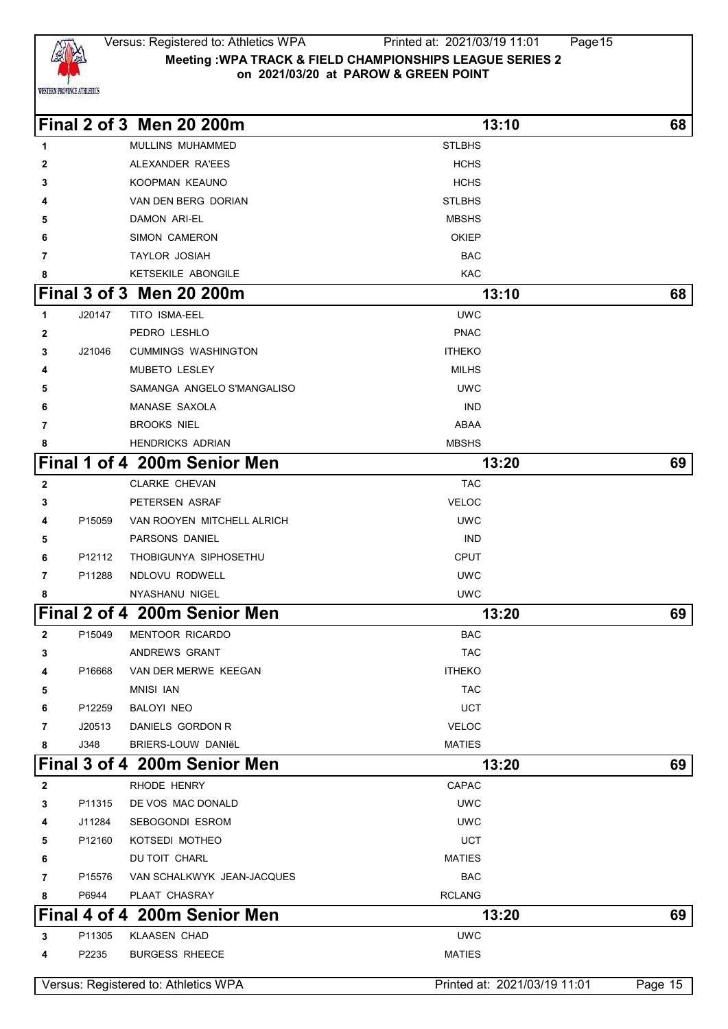## Final 2 of 3 Men 20 200m — 13:10 — 68

| Lane | Licence | Name | Club |
|---|---|---|---|
| 1 | | MULLINS MUHAMMED | STLBHS |
| 2 | | ALEXANDER RA'EES | HCHS |
| 3 | | KOOPMAN KEAUNO | HCHS |
| 4 | | VAN DEN BERG DORIAN | STLBHS |
| 5 | | DAMON ARI-EL | MBSHS |
| 6 | | SIMON CAMERON | OKIEP |
| 7 | | TAYLOR JOSIAH | BAC |
| 8 | | KETSEKILE ABONGILE | KAC |

## Final 3 of 3 Men 20 200m — 13:10 — 68

| Lane | Licence | Name | Club |
|---|---|---|---|
| 1 | J20147 | TITO ISMA-EEL | UWC |
| 2 | | PEDRO LESHLO | PNAC |
| 3 | J21046 | CUMMINGS WASHINGTON | ITHEKO |
| 4 | | MUBETO LESLEY | MILHS |
| 5 | | SAMANGA ANGELO S'MANGALISO | UWC |
| 6 | | MANASE SAXOLA | IND |
| 7 | | BROOKS NIEL | ABAA |
| 8 | | HENDRICKS ADRIAN | MBSHS |

## Final 1 of 4 200m Senior Men — 13:20 — 69

| Lane | Licence | Name | Club |
|---|---|---|---|
| 2 | | CLARKE CHEVAN | TAC |
| 3 | | PETERSEN ASRAF | VELOC |
| 4 | P15059 | VAN ROOYEN MITCHELL ALRICH | UWC |
| 5 | | PARSONS DANIEL | IND |
| 6 | P12112 | THOBIGUNYA SIPHOSETHU | CPUT |
| 7 | P11288 | NDLOVU RODWELL | UWC |
| 8 | | NYASHANU NIGEL | UWC |

## Final 2 of 4 200m Senior Men — 13:20 — 69

| Lane | Licence | Name | Club |
|---|---|---|---|
| 2 | P15049 | MENTOOR RICARDO | BAC |
| 3 | | ANDREWS GRANT | TAC |
| 4 | P16668 | VAN DER MERWE KEEGAN | ITHEKO |
| 5 | | MNISI IAN | TAC |
| 6 | P12259 | BALOYI NEO | UCT |
| 7 | J20513 | DANIELS GORDON R | VELOC |
| 8 | J348 | BRIERS-LOUW DANIëL | MATIES |

## Final 3 of 4 200m Senior Men — 13:20 — 69

| Lane | Licence | Name | Club |
|---|---|---|---|
| 2 | | RHODE HENRY | CAPAC |
| 3 | P11315 | DE VOS MAC DONALD | UWC |
| 4 | J11284 | SEBOGONDI ESROM | UWC |
| 5 | P12160 | KOTSEDI MOTHEO | UCT |
| 6 | | DU TOIT CHARL | MATIES |
| 7 | P15576 | VAN SCHALKWYK JEAN-JACQUES | BAC |
| 8 | P6944 | PLAAT CHASRAY | RCLANG |

## Final 4 of 4 200m Senior Men — 13:20 — 69

| Lane | Licence | Name | Club |
|---|---|---|---|
| 3 | P11305 | KLAASEN CHAD | UWC |
| 4 | P2235 | BURGESS RHEECE | MATIES |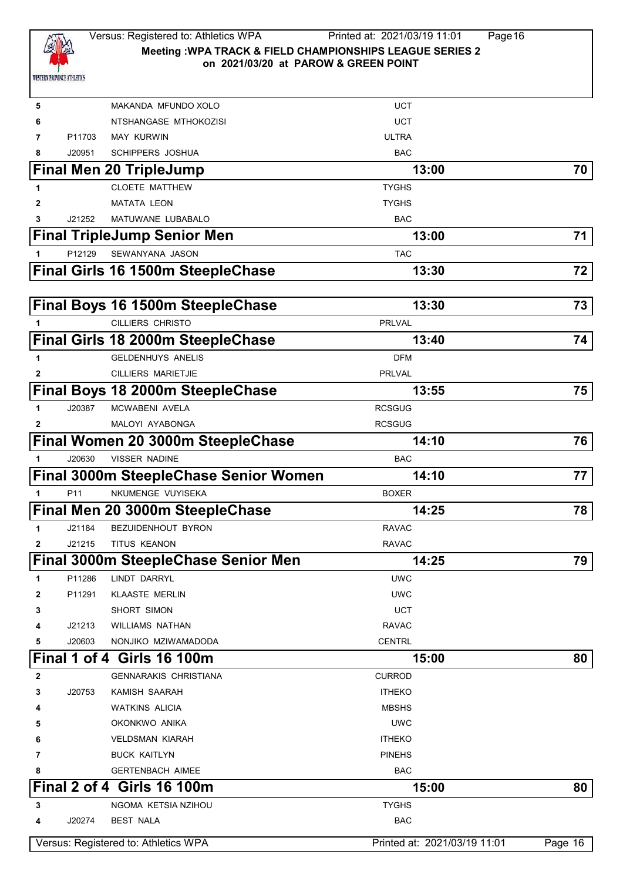| 5 | | MAKANDA MFUNDO XOLO | UCT |
|---|---|---|---|
| 6 | | NTSHANGASE MTHOKOZISI | UCT |
| 7 | P11703 | MAY KURWIN | ULTRA |
| 8 | J20951 | SCHIPPERS JOSHUA | BAC |

## Final Men 20 TripleJump — 13:00 — 70

| 1 | | CLOETE MATTHEW | TYGHS |
|---|---|---|---|
| 2 | | MATATA LEON | TYGHS |
| 3 | J21252 | MATUWANE LUBABALO | BAC |

## Final TripleJump Senior Men — 13:00 — 71

| 1 | P12129 | SEWANYANA JASON | TAC |
|---|---|---|---|

## Final Girls 16 1500m SteepleChase — 13:30 — 72

## Final Boys 16 1500m SteepleChase — 13:30 — 73

| 1 | | CILLIERS CHRISTO | PRLVAL |
|---|---|---|---|

## Final Girls 18 2000m SteepleChase — 13:40 — 74

| 1 | | GELDENHUYS ANELIS | DFM |
|---|---|---|---|
| 2 | | CILLIERS MARIETJIE | PRLVAL |

## Final Boys 18 2000m SteepleChase — 13:55 — 75

| 1 | J20387 | MCWABENI AVELA | RCSGUG |
|---|---|---|---|
| 2 | | MALOYI AYABONGA | RCSGUG |

## Final Women 20 3000m SteepleChase — 14:10 — 76

| 1 | J20630 | VISSER NADINE | BAC |
|---|---|---|---|

## Final 3000m SteepleChase Senior Women — 14:10 — 77

| 1 | P11 | NKUMENGE VUYISEKA | BOXER |
|---|---|---|---|

## Final Men 20 3000m SteepleChase — 14:25 — 78

| 1 | J21184 | BEZUIDENHOUT BYRON | RAVAC |
|---|---|---|---|
| 2 | J21215 | TITUS KEANON | RAVAC |

## Final 3000m SteepleChase Senior Men — 14:25 — 79

| 1 | P11286 | LINDT DARRYL | UWC |
|---|---|---|---|
| 2 | P11291 | KLAASTE MERLIN | UWC |
| 3 | | SHORT SIMON | UCT |
| 4 | J21213 | WILLIAMS NATHAN | RAVAC |
| 5 | J20603 | NONJIKO MZIWAMADODA | CENTRL |

## Final 1 of 4 Girls 16 100m — 15:00 — 80

| 2 | | GENNARAKIS CHRISTIANA | CURROD |
|---|---|---|---|
| 3 | J20753 | KAMISH SAARAH | ITHEKO |
| 4 | | WATKINS ALICIA | MBSHS |
| 5 | | OKONKWO ANIKA | UWC |
| 6 | | VELDSMAN KIARAH | ITHEKO |
| 7 | | BUCK KAITLYN | PINEHS |
| 8 | | GERTENBACH AIMEE | BAC |

## Final 2 of 4 Girls 16 100m — 15:00 — 80

| 3 | | NGOMA KETSIA NZIHOU | TYGHS |
|---|---|---|---|
| 4 | J20274 | BEST NALA | BAC |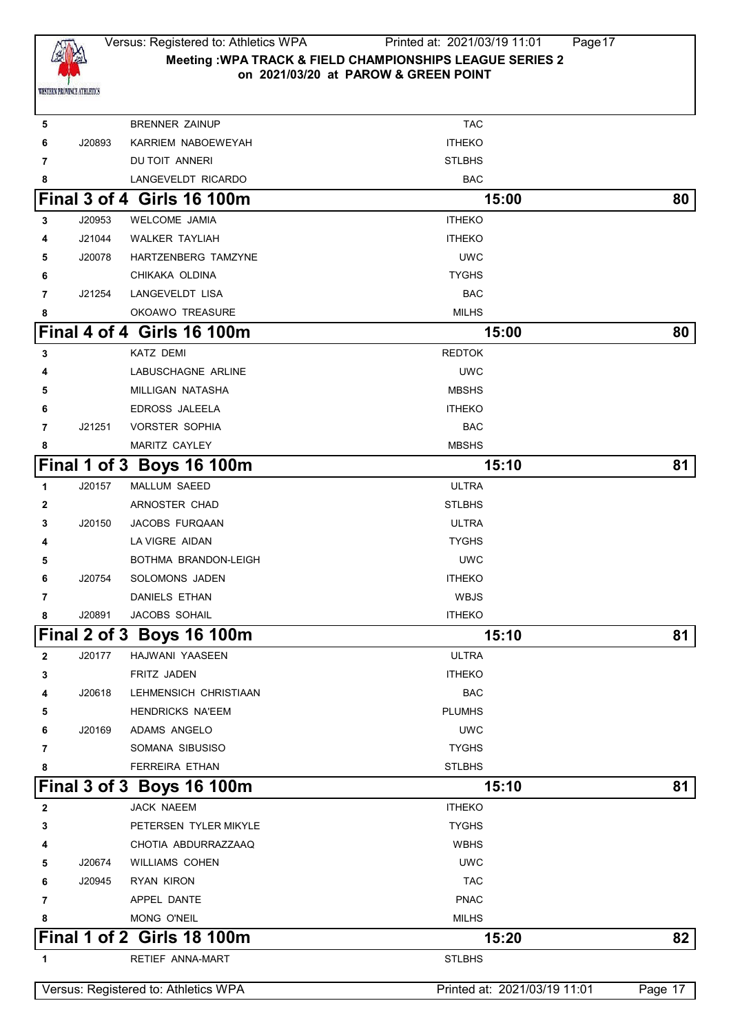| | | | |
|---|---|---|---|
| 5 | | BRENNER ZAINUP | TAC |
| 6 | J20893 | KARRIEM NABOEWEYAH | ITHEKO |
| 7 | | DU TOIT ANNERI | STLBHS |
| 8 | | LANGEVELDT RICARDO | BAC |

## Final 3 of 4 Girls 16 100m — 15:00 — 80

| | | | |
|---|---|---|---|
| 3 | J20953 | WELCOME JAMIA | ITHEKO |
| 4 | J21044 | WALKER TAYLIAH | ITHEKO |
| 5 | J20078 | HARTZENBERG TAMZYNE | UWC |
| 6 | | CHIKAKA OLDINA | TYGHS |
| 7 | J21254 | LANGEVELDT LISA | BAC |
| 8 | | OKOAWO TREASURE | MILHS |

## Final 4 of 4 Girls 16 100m — 15:00 — 80

| | | | |
|---|---|---|---|
| 3 | | KATZ DEMI | REDTOK |
| 4 | | LABUSCHAGNE ARLINE | UWC |
| 5 | | MILLIGAN NATASHA | MBSHS |
| 6 | | EDROSS JALEELA | ITHEKO |
| 7 | J21251 | VORSTER SOPHIA | BAC |
| 8 | | MARITZ CAYLEY | MBSHS |

## Final 1 of 3 Boys 16 100m — 15:10 — 81

| | | | |
|---|---|---|---|
| 1 | J20157 | MALLUM SAEED | ULTRA |
| 2 | | ARNOSTER CHAD | STLBHS |
| 3 | J20150 | JACOBS FURQAAN | ULTRA |
| 4 | | LA VIGRE AIDAN | TYGHS |
| 5 | | BOTHMA BRANDON-LEIGH | UWC |
| 6 | J20754 | SOLOMONS JADEN | ITHEKO |
| 7 | | DANIELS ETHAN | WBJS |
| 8 | J20891 | JACOBS SOHAIL | ITHEKO |

## Final 2 of 3 Boys 16 100m — 15:10 — 81

| | | | |
|---|---|---|---|
| 2 | J20177 | HAJWANI YAASEEN | ULTRA |
| 3 | | FRITZ JADEN | ITHEKO |
| 4 | J20618 | LEHMENSICH CHRISTIAAN | BAC |
| 5 | | HENDRICKS NA'EEM | PLUMHS |
| 6 | J20169 | ADAMS ANGELO | UWC |
| 7 | | SOMANA SIBUSISO | TYGHS |
| 8 | | FERREIRA ETHAN | STLBHS |

## Final 3 of 3 Boys 16 100m — 15:10 — 81

| | | | |
|---|---|---|---|
| 2 | | JACK NAEEM | ITHEKO |
| 3 | | PETERSEN TYLER MIKYLE | TYGHS |
| 4 | | CHOTIA ABDURRAZZAAQ | WBHS |
| 5 | J20674 | WILLIAMS COHEN | UWC |
| 6 | J20945 | RYAN KIRON | TAC |
| 7 | | APPEL DANTE | PNAC |
| 8 | | MONG O'NEIL | MILHS |

## Final 1 of 2 Girls 18 100m — 15:20 — 82

| | | | |
|---|---|---|---|
| 1 | | RETIEF ANNA-MART | STLBHS |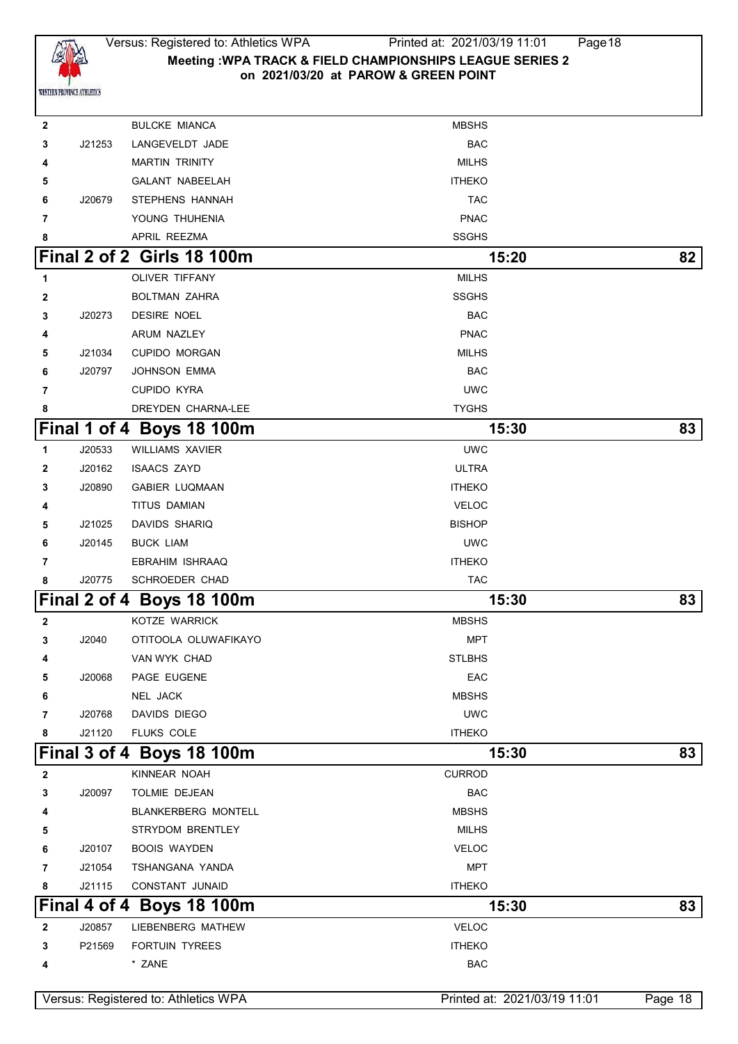| | | | |
|---|---|---|---|
| 2 | | BULCKE MIANCA | MBSHS |
| 3 | J21253 | LANGEVELDT JADE | BAC |
| 4 | | MARTIN TRINITY | MILHS |
| 5 | | GALANT NABEELAH | ITHEKO |
| 6 | J20679 | STEPHENS HANNAH | TAC |
| 7 | | YOUNG THUHENIA | PNAC |
| 8 | | APRIL REEZMA | SSGHS |

## Final 2 of 2 Girls 18 100m — 15:20 — 82

| | | | |
|---|---|---|---|
| 1 | | OLIVER TIFFANY | MILHS |
| 2 | | BOLTMAN ZAHRA | SSGHS |
| 3 | J20273 | DESIRE NOEL | BAC |
| 4 | | ARUM NAZLEY | PNAC |
| 5 | J21034 | CUPIDO MORGAN | MILHS |
| 6 | J20797 | JOHNSON EMMA | BAC |
| 7 | | CUPIDO KYRA | UWC |
| 8 | | DREYDEN CHARNA-LEE | TYGHS |

## Final 1 of 4 Boys 18 100m — 15:30 — 83

| | | | |
|---|---|---|---|
| 1 | J20533 | WILLIAMS XAVIER | UWC |
| 2 | J20162 | ISAACS ZAYD | ULTRA |
| 3 | J20890 | GABIER LUQMAAN | ITHEKO |
| 4 | | TITUS DAMIAN | VELOC |
| 5 | J21025 | DAVIDS SHARIQ | BISHOP |
| 6 | J20145 | BUCK LIAM | UWC |
| 7 | | EBRAHIM ISHRAAQ | ITHEKO |
| 8 | J20775 | SCHROEDER CHAD | TAC |

## Final 2 of 4 Boys 18 100m — 15:30 — 83

| | | | |
|---|---|---|---|
| 2 | | KOTZE WARRICK | MBSHS |
| 3 | J2040 | OTITOOLA OLUWAFIKAYO | MPT |
| 4 | | VAN WYK CHAD | STLBHS |
| 5 | J20068 | PAGE EUGENE | EAC |
| 6 | | NEL JACK | MBSHS |
| 7 | J20768 | DAVIDS DIEGO | UWC |
| 8 | J21120 | FLUKS COLE | ITHEKO |

## Final 3 of 4 Boys 18 100m — 15:30 — 83

| | | | |
|---|---|---|---|
| 2 | | KINNEAR NOAH | CURROD |
| 3 | J20097 | TOLMIE DEJEAN | BAC |
| 4 | | BLANKERBERG MONTELL | MBSHS |
| 5 | | STRYDOM BRENTLEY | MILHS |
| 6 | J20107 | BOOIS WAYDEN | VELOC |
| 7 | J21054 | TSHANGANA YANDA | MPT |
| 8 | J21115 | CONSTANT JUNAID | ITHEKO |

## Final 4 of 4 Boys 18 100m — 15:30 — 83

| | | | |
|---|---|---|---|
| 2 | J20857 | LIEBENBERG MATHEW | VELOC |
| 3 | P21569 | FORTUIN TYREES | ITHEKO |
| 4 | | * ZANE | BAC |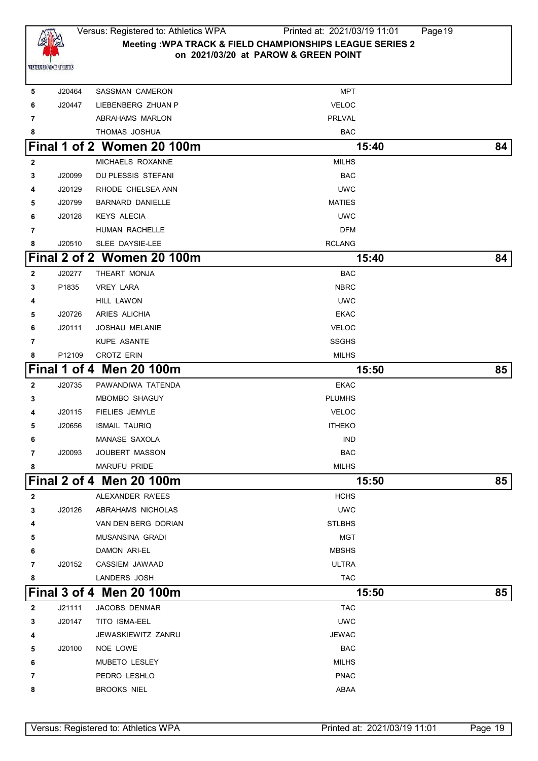| | | | |
|---|---|---|---|
| 5 | J20464 | SASSMAN CAMERON | MPT |
| 6 | J20447 | LIEBENBERG ZHUAN P | VELOC |
| 7 | | ABRAHAMS MARLON | PRLVAL |
| 8 | | THOMAS JOSHUA | BAC |

## Final 1 of 2 Women 20 100m — 15:40 — 84

| | | | |
|---|---|---|---|
| 2 | | MICHAELS ROXANNE | MILHS |
| 3 | J20099 | DU PLESSIS STEFANI | BAC |
| 4 | J20129 | RHODE CHELSEA ANN | UWC |
| 5 | J20799 | BARNARD DANIELLE | MATIES |
| 6 | J20128 | KEYS ALECIA | UWC |
| 7 | | HUMAN RACHELLE | DFM |
| 8 | J20510 | SLEE DAYSIE-LEE | RCLANG |

## Final 2 of 2 Women 20 100m — 15:40 — 84

| | | | |
|---|---|---|---|
| 2 | J20277 | THEART MONJA | BAC |
| 3 | P1835 | VREY LARA | NBRC |
| 4 | | HILL LAWON | UWC |
| 5 | J20726 | ARIES ALICHIA | EKAC |
| 6 | J20111 | JOSHAU MELANIE | VELOC |
| 7 | | KUPE ASANTE | SSGHS |
| 8 | P12109 | CROTZ ERIN | MILHS |

## Final 1 of 4 Men 20 100m — 15:50 — 85

| | | | |
|---|---|---|---|
| 2 | J20735 | PAWANDIWA TATENDA | EKAC |
| 3 | | MBOMBO SHAGUY | PLUMHS |
| 4 | J20115 | FIELIES JEMYLE | VELOC |
| 5 | J20656 | ISMAIL TAURIQ | ITHEKO |
| 6 | | MANASE SAXOLA | IND |
| 7 | J20093 | JOUBERT MASSON | BAC |
| 8 | | MARUFU PRIDE | MILHS |

## Final 2 of 4 Men 20 100m — 15:50 — 85

| | | | |
|---|---|---|---|
| 2 | | ALEXANDER RA'EES | HCHS |
| 3 | J20126 | ABRAHAMS NICHOLAS | UWC |
| 4 | | VAN DEN BERG DORIAN | STLBHS |
| 5 | | MUSANSINA GRADI | MGT |
| 6 | | DAMON ARI-EL | MBSHS |
| 7 | J20152 | CASSIEM JAWAAD | ULTRA |
| 8 | | LANDERS JOSH | TAC |

## Final 3 of 4 Men 20 100m — 15:50 — 85

| | | | |
|---|---|---|---|
| 2 | J21111 | JACOBS DENMAR | TAC |
| 3 | J20147 | TITO ISMA-EEL | UWC |
| 4 | | JEWASKIEWITZ ZANRU | JEWAC |
| 5 | J20100 | NOE LOWE | BAC |
| 6 | | MUBETO LESLEY | MILHS |
| 7 | | PEDRO LESHLO | PNAC |
| 8 | | BROOKS NIEL | ABAA |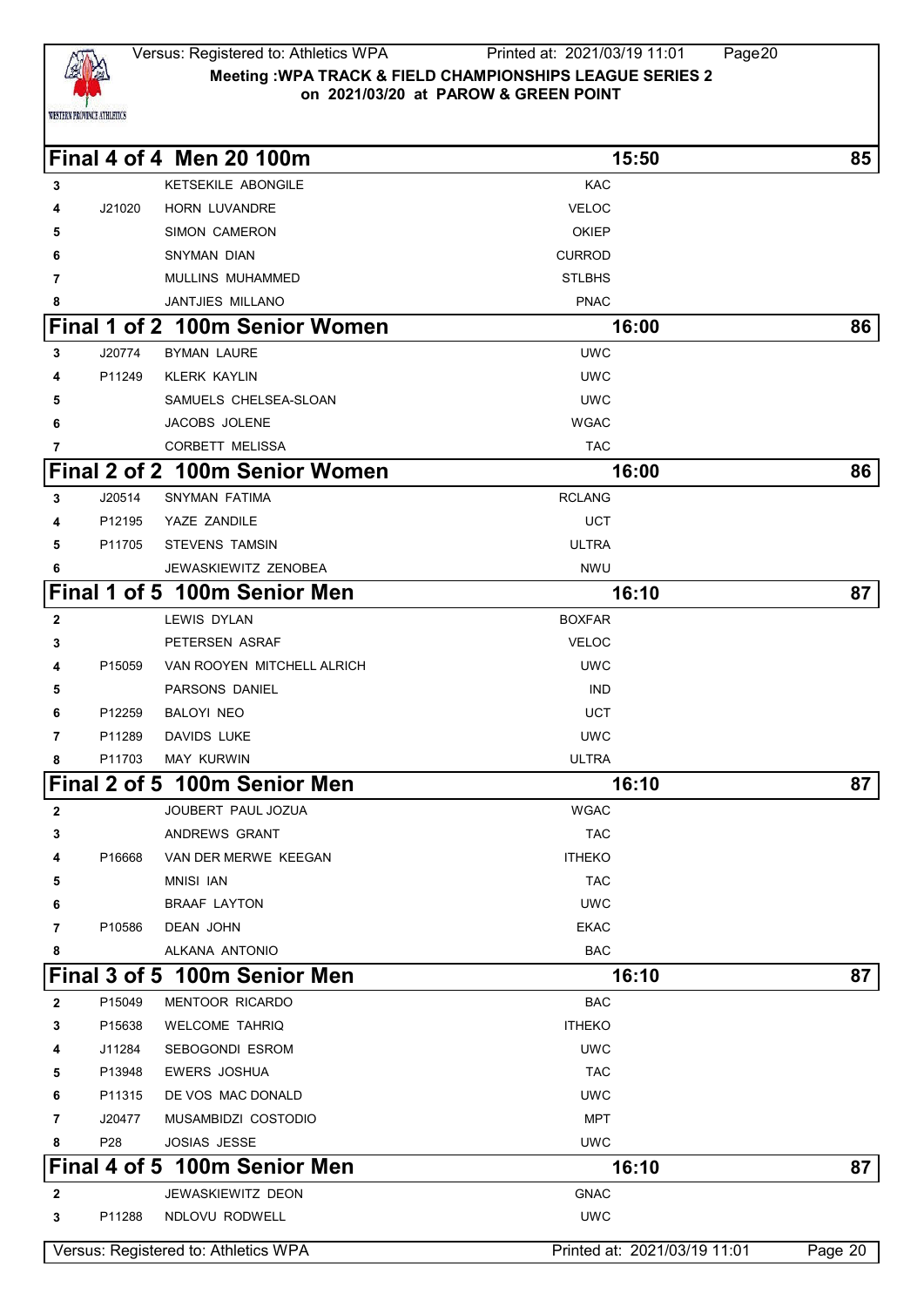**Meeting :WPA TRACK & FIELD CHAMPIONSHIPS LEAGUE SERIES 2**
**on 2021/03/20 at PAROW & GREEN POINT**

## Final 4 of 4 Men 20 100m — 15:50 — 85

| Lane | Licence | Name | Club |
|---|---|---|---|
| 3 | | KETSEKILE ABONGILE | KAC |
| 4 | J21020 | HORN LUVANDRE | VELOC |
| 5 | | SIMON CAMERON | OKIEP |
| 6 | | SNYMAN DIAN | CURROD |
| 7 | | MULLINS MUHAMMED | STLBHS |
| 8 | | JANTJIES MILLANO | PNAC |

## Final 1 of 2 100m Senior Women — 16:00 — 86

| Lane | Licence | Name | Club |
|---|---|---|---|
| 3 | J20774 | BYMAN LAURE | UWC |
| 4 | P11249 | KLERK KAYLIN | UWC |
| 5 | | SAMUELS CHELSEA-SLOAN | UWC |
| 6 | | JACOBS JOLENE | WGAC |
| 7 | | CORBETT MELISSA | TAC |

## Final 2 of 2 100m Senior Women — 16:00 — 86

| Lane | Licence | Name | Club |
|---|---|---|---|
| 3 | J20514 | SNYMAN FATIMA | RCLANG |
| 4 | P12195 | YAZE ZANDILE | UCT |
| 5 | P11705 | STEVENS TAMSIN | ULTRA |
| 6 | | JEWASKIEWITZ ZENOBEA | NWU |

## Final 1 of 5 100m Senior Men — 16:10 — 87

| Lane | Licence | Name | Club |
|---|---|---|---|
| 2 | | LEWIS DYLAN | BOXFAR |
| 3 | | PETERSEN ASRAF | VELOC |
| 4 | P15059 | VAN ROOYEN MITCHELL ALRICH | UWC |
| 5 | | PARSONS DANIEL | IND |
| 6 | P12259 | BALOYI NEO | UCT |
| 7 | P11289 | DAVIDS LUKE | UWC |
| 8 | P11703 | MAY KURWIN | ULTRA |

## Final 2 of 5 100m Senior Men — 16:10 — 87

| Lane | Licence | Name | Club |
|---|---|---|---|
| 2 | | JOUBERT PAUL JOZUA | WGAC |
| 3 | | ANDREWS GRANT | TAC |
| 4 | P16668 | VAN DER MERWE KEEGAN | ITHEKO |
| 5 | | MNISI IAN | TAC |
| 6 | | BRAAF LAYTON | UWC |
| 7 | P10586 | DEAN JOHN | EKAC |
| 8 | | ALKANA ANTONIO | BAC |

## Final 3 of 5 100m Senior Men — 16:10 — 87

| Lane | Licence | Name | Club |
|---|---|---|---|
| 2 | P15049 | MENTOOR RICARDO | BAC |
| 3 | P15638 | WELCOME TAHRIQ | ITHEKO |
| 4 | J11284 | SEBOGONDI ESROM | UWC |
| 5 | P13948 | EWERS JOSHUA | TAC |
| 6 | P11315 | DE VOS MAC DONALD | UWC |
| 7 | J20477 | MUSAMBIDZI COSTODIO | MPT |
| 8 | P28 | JOSIAS JESSE | UWC |

## Final 4 of 5 100m Senior Men — 16:10 — 87

| Lane | Licence | Name | Club |
|---|---|---|---|
| 2 | | JEWASKIEWITZ DEON | GNAC |
| 3 | P11288 | NDLOVU RODWELL | UWC |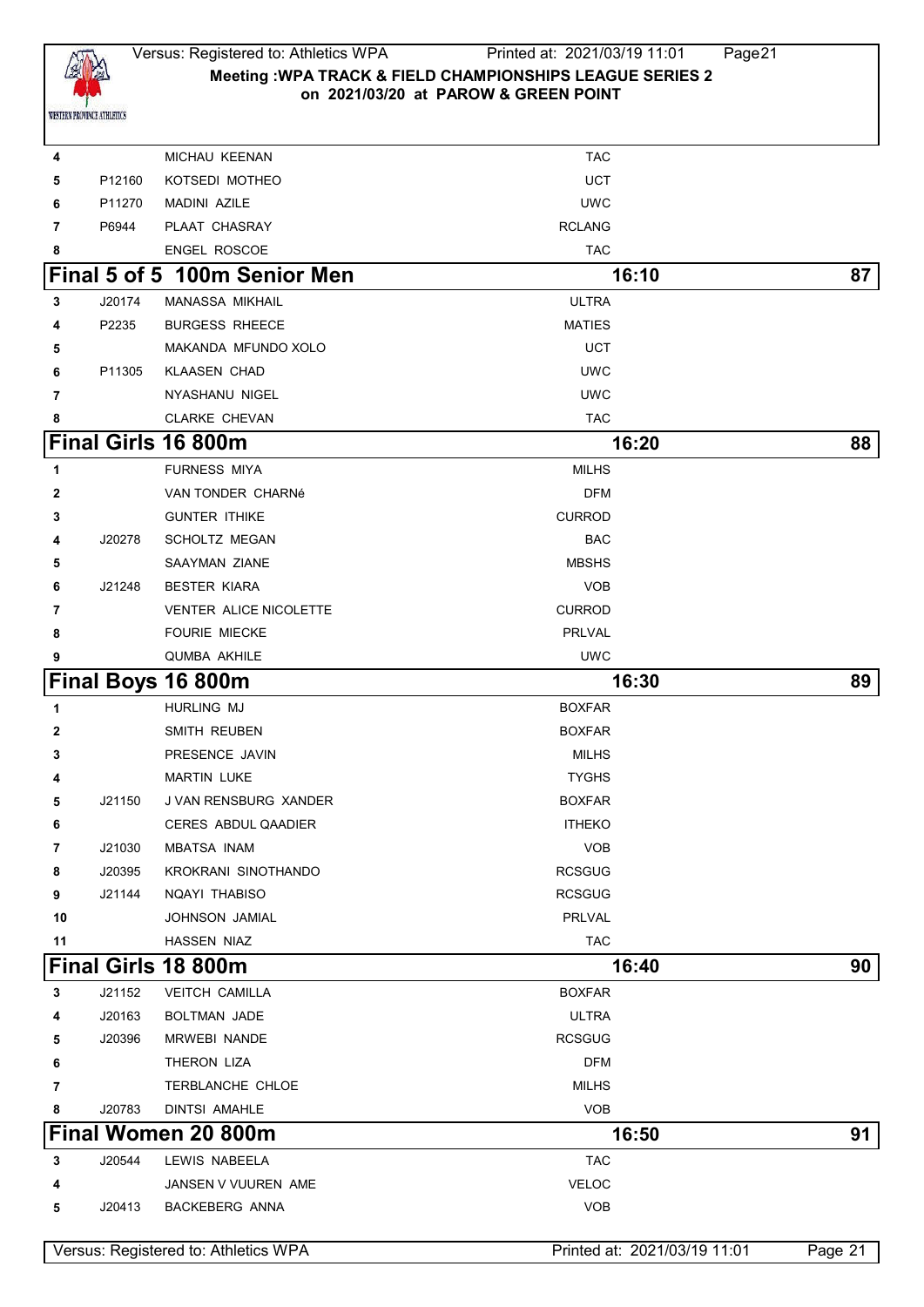| | | | |
|---|---|---|---|
| 4 | | MICHAU KEENAN | TAC |
| 5 | P12160 | KOTSEDI MOTHEO | UCT |
| 6 | P11270 | MADINI AZILE | UWC |
| 7 | P6944 | PLAAT CHASRAY | RCLANG |
| 8 | | ENGEL ROSCOE | TAC |

## Final 5 of 5 100m Senior Men — 16:10 — 87

| | | | |
|---|---|---|---|
| 3 | J20174 | MANASSA MIKHAIL | ULTRA |
| 4 | P2235 | BURGESS RHEECE | MATIES |
| 5 | | MAKANDA MFUNDO XOLO | UCT |
| 6 | P11305 | KLAASEN CHAD | UWC |
| 7 | | NYASHANU NIGEL | UWC |
| 8 | | CLARKE CHEVAN | TAC |

## Final Girls 16 800m — 16:20 — 88

| | | | |
|---|---|---|---|
| 1 | | FURNESS MIYA | MILHS |
| 2 | | VAN TONDER CHARNé | DFM |
| 3 | | GUNTER ITHIKE | CURROD |
| 4 | J20278 | SCHOLTZ MEGAN | BAC |
| 5 | | SAAYMAN ZIANE | MBSHS |
| 6 | J21248 | BESTER KIARA | VOB |
| 7 | | VENTER ALICE NICOLETTE | CURROD |
| 8 | | FOURIE MIECKE | PRLVAL |
| 9 | | QUMBA AKHILE | UWC |

## Final Boys 16 800m — 16:30 — 89

| | | | |
|---|---|---|---|
| 1 | | HURLING MJ | BOXFAR |
| 2 | | SMITH REUBEN | BOXFAR |
| 3 | | PRESENCE JAVIN | MILHS |
| 4 | | MARTIN LUKE | TYGHS |
| 5 | J21150 | J VAN RENSBURG XANDER | BOXFAR |
| 6 | | CERES ABDUL QAADIER | ITHEKO |
| 7 | J21030 | MBATSA INAM | VOB |
| 8 | J20395 | KROKRANI SINOTHANDO | RCSGUG |
| 9 | J21144 | NQAYI THABISO | RCSGUG |
| 10 | | JOHNSON JAMIAL | PRLVAL |
| 11 | | HASSEN NIAZ | TAC |

## Final Girls 18 800m — 16:40 — 90

| | | | |
|---|---|---|---|
| 3 | J21152 | VEITCH CAMILLA | BOXFAR |
| 4 | J20163 | BOLTMAN JADE | ULTRA |
| 5 | J20396 | MRWEBI NANDE | RCSGUG |
| 6 | | THERON LIZA | DFM |
| 7 | | TERBLANCHE CHLOE | MILHS |
| 8 | J20783 | DINTSI AMAHLE | VOB |

## Final Women 20 800m — 16:50 — 91

| | | | |
|---|---|---|---|
| 3 | J20544 | LEWIS NABEELA | TAC |
| 4 | | JANSEN V VUUREN AME | VELOC |
| 5 | J20413 | BACKEBERG ANNA | VOB |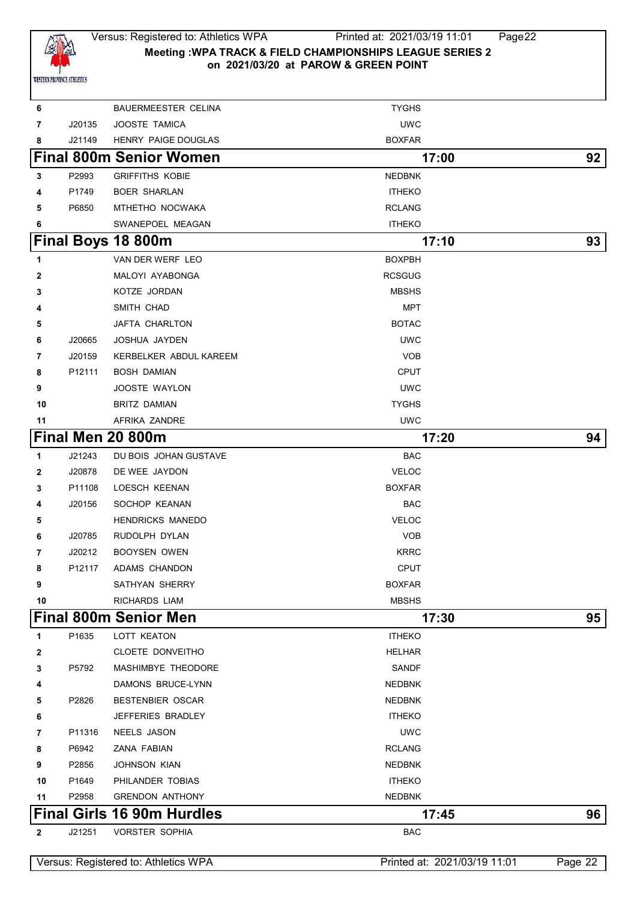| | | | |
|---|---|---|---|
| 6 | | BAUERMEESTER CELINA | TYGHS |
| 7 | J20135 | JOOSTE TAMICA | UWC |
| 8 | J21149 | HENRY PAIGE DOUGLAS | BOXFAR |

## Final 800m Senior Women — 17:00 — 92

| | | | |
|---|---|---|---|
| 3 | P2993 | GRIFFITHS KOBIE | NEDBNK |
| 4 | P1749 | BOER SHARLAN | ITHEKO |
| 5 | P6850 | MTHETHO NOCWAKA | RCLANG |
| 6 | | SWANEPOEL MEAGAN | ITHEKO |

## Final Boys 18 800m — 17:10 — 93

| | | | |
|---|---|---|---|
| 1 | | VAN DER WERF LEO | BOXPBH |
| 2 | | MALOYI AYABONGA | RCSGUG |
| 3 | | KOTZE JORDAN | MBSHS |
| 4 | | SMITH CHAD | MPT |
| 5 | | JAFTA CHARLTON | BOTAC |
| 6 | J20665 | JOSHUA JAYDEN | UWC |
| 7 | J20159 | KERBELKER ABDUL KAREEM | VOB |
| 8 | P12111 | BOSH DAMIAN | CPUT |
| 9 | | JOOSTE WAYLON | UWC |
| 10 | | BRITZ DAMIAN | TYGHS |
| 11 | | AFRIKA ZANDRE | UWC |

## Final Men 20 800m — 17:20 — 94

| | | | |
|---|---|---|---|
| 1 | J21243 | DU BOIS JOHAN GUSTAVE | BAC |
| 2 | J20878 | DE WEE JAYDON | VELOC |
| 3 | P11108 | LOESCH KEENAN | BOXFAR |
| 4 | J20156 | SOCHOP KEANAN | BAC |
| 5 | | HENDRICKS MANEDO | VELOC |
| 6 | J20785 | RUDOLPH DYLAN | VOB |
| 7 | J20212 | BOOYSEN OWEN | KRRC |
| 8 | P12117 | ADAMS CHANDON | CPUT |
| 9 | | SATHYAN SHERRY | BOXFAR |
| 10 | | RICHARDS LIAM | MBSHS |

## Final 800m Senior Men — 17:30 — 95

| | | | |
|---|---|---|---|
| 1 | P1635 | LOTT KEATON | ITHEKO |
| 2 | | CLOETE DONVEITHO | HELHAR |
| 3 | P5792 | MASHIMBYE THEODORE | SANDF |
| 4 | | DAMONS BRUCE-LYNN | NEDBNK |
| 5 | P2826 | BESTENBIER OSCAR | NEDBNK |
| 6 | | JEFFERIES BRADLEY | ITHEKO |
| 7 | P11316 | NEELS JASON | UWC |
| 8 | P6942 | ZANA FABIAN | RCLANG |
| 9 | P2856 | JOHNSON KIAN | NEDBNK |
| 10 | P1649 | PHILANDER TOBIAS | ITHEKO |
| 11 | P2958 | GRENDON ANTHONY | NEDBNK |

## Final Girls 16 90m Hurdles — 17:45 — 96

| | | | |
|---|---|---|---|
| 2 | J21251 | VORSTER SOPHIA | BAC |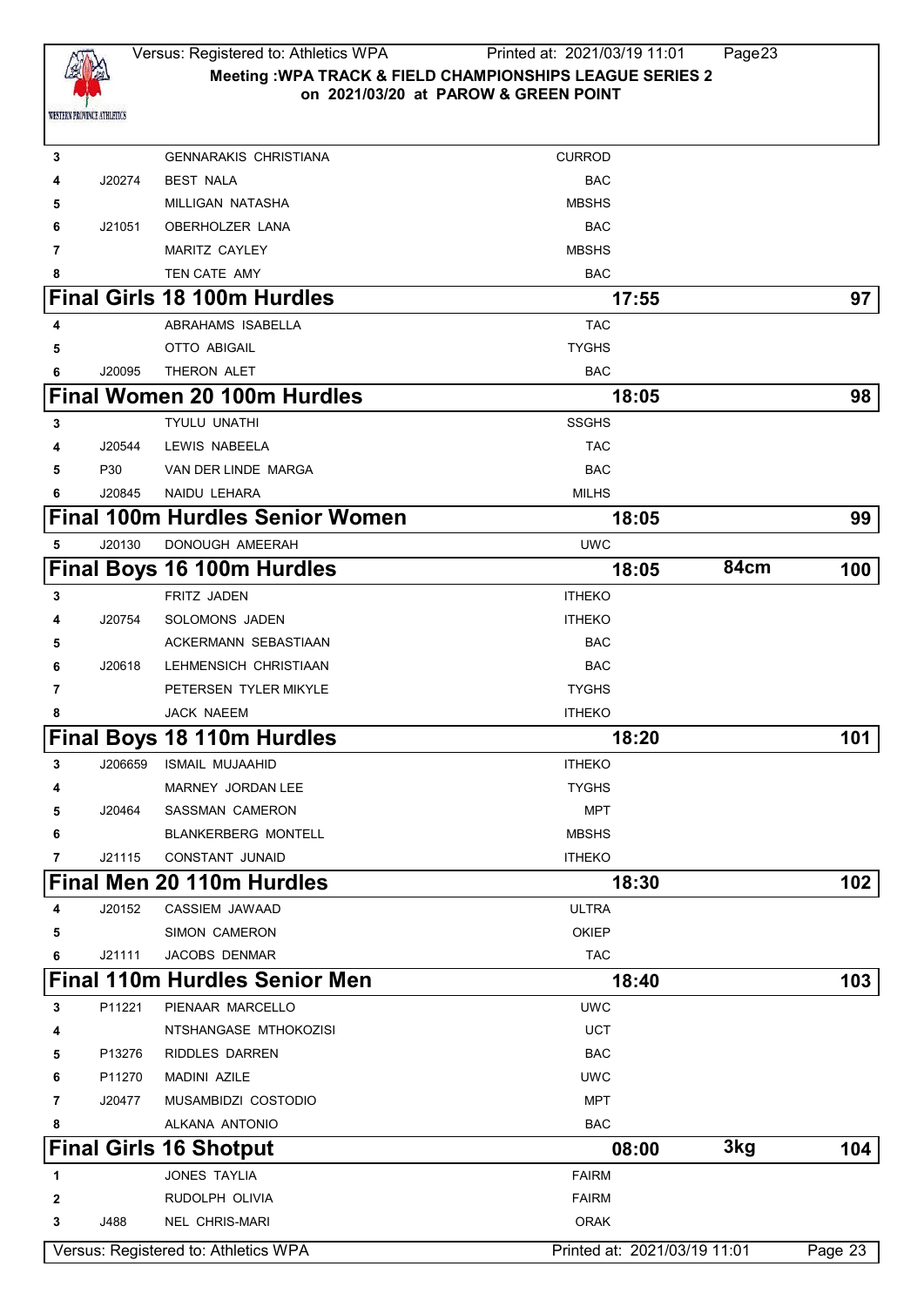**Meeting :WPA TRACK & FIELD CHAMPIONSHIPS LEAGUE SERIES 2**
**on 2021/03/20 at PAROW & GREEN POINT**

| | | | |
|---|---|---|---|
| 3 | | GENNARAKIS CHRISTIANA | CURROD |
| 4 | J20274 | BEST NALA | BAC |
| 5 | | MILLIGAN NATASHA | MBSHS |
| 6 | J21051 | OBERHOLZER LANA | BAC |
| 7 | | MARITZ CAYLEY | MBSHS |
| 8 | | TEN CATE AMY | BAC |

## Final Girls 18 100m Hurdles — 17:55 — 97

| | | | |
|---|---|---|---|
| 4 | | ABRAHAMS ISABELLA | TAC |
| 5 | | OTTO ABIGAIL | TYGHS |
| 6 | J20095 | THERON ALET | BAC |

## Final Women 20 100m Hurdles — 18:05 — 98

| | | | |
|---|---|---|---|
| 3 | | TYULU UNATHI | SSGHS |
| 4 | J20544 | LEWIS NABEELA | TAC |
| 5 | P30 | VAN DER LINDE MARGA | BAC |
| 6 | J20845 | NAIDU LEHARA | MILHS |

## Final 100m Hurdles Senior Women — 18:05 — 99

| | | | |
|---|---|---|---|
| 5 | J20130 | DONOUGH AMEERAH | UWC |

## Final Boys 16 100m Hurdles — 18:05 — 84cm — 100

| | | | |
|---|---|---|---|
| 3 | | FRITZ JADEN | ITHEKO |
| 4 | J20754 | SOLOMONS JADEN | ITHEKO |
| 5 | | ACKERMANN SEBASTIAAN | BAC |
| 6 | J20618 | LEHMENSICH CHRISTIAAN | BAC |
| 7 | | PETERSEN TYLER MIKYLE | TYGHS |
| 8 | | JACK NAEEM | ITHEKO |

## Final Boys 18 110m Hurdles — 18:20 — 101

| | | | |
|---|---|---|---|
| 3 | J206659 | ISMAIL MUJAAHID | ITHEKO |
| 4 | | MARNEY JORDAN LEE | TYGHS |
| 5 | J20464 | SASSMAN CAMERON | MPT |
| 6 | | BLANKERBERG MONTELL | MBSHS |
| 7 | J21115 | CONSTANT JUNAID | ITHEKO |

## Final Men 20 110m Hurdles — 18:30 — 102

| | | | |
|---|---|---|---|
| 4 | J20152 | CASSIEM JAWAAD | ULTRA |
| 5 | | SIMON CAMERON | OKIEP |
| 6 | J21111 | JACOBS DENMAR | TAC |

## Final 110m Hurdles Senior Men — 18:40 — 103

| | | | |
|---|---|---|---|
| 3 | P11221 | PIENAAR MARCELLO | UWC |
| 4 | | NTSHANGASE MTHOKOZISI | UCT |
| 5 | P13276 | RIDDLES DARREN | BAC |
| 6 | P11270 | MADINI AZILE | UWC |
| 7 | J20477 | MUSAMBIDZI COSTODIO | MPT |
| 8 | | ALKANA ANTONIO | BAC |

## Final Girls 16 Shotput — 08:00 — 3kg — 104

| | | | |
|---|---|---|---|
| 1 | | JONES TAYLIA | FAIRM |
| 2 | | RUDOLPH OLIVIA | FAIRM |
| 3 | J488 | NEL CHRIS-MARI | ORAK |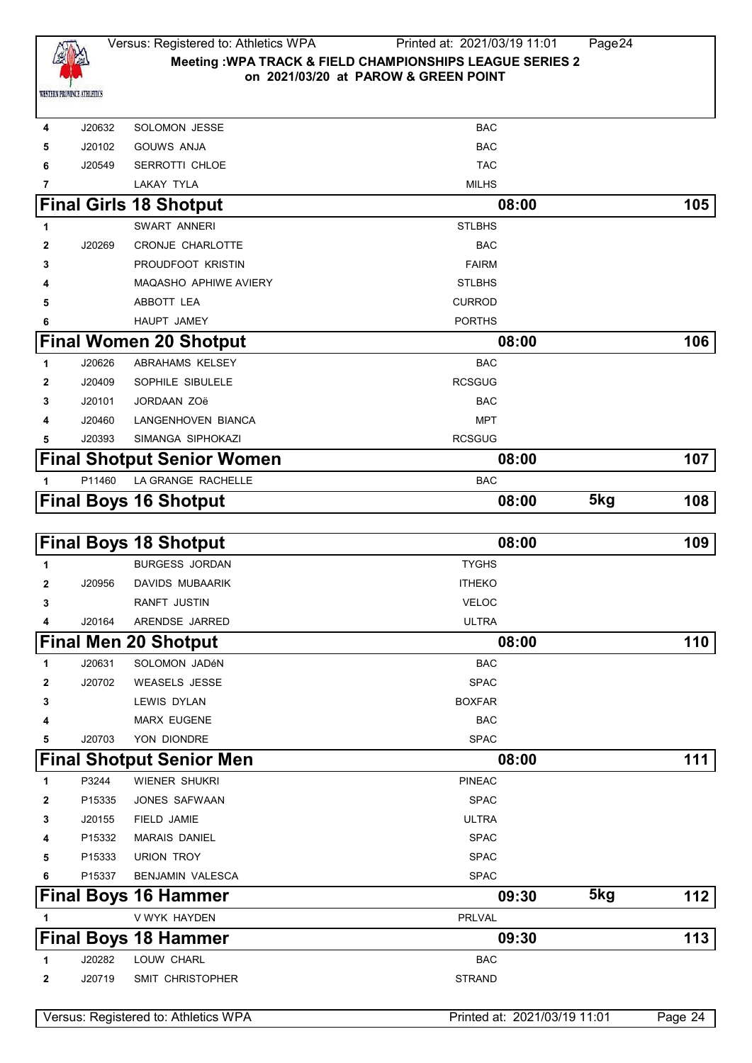| | | | |
|---|---|---|---|
| 4 | J20632 | SOLOMON JESSE | BAC |
| 5 | J20102 | GOUWS ANJA | BAC |
| 6 | J20549 | SERROTTI CHLOE | TAC |
| 7 | | LAKAY TYLA | MILHS |

## Final Girls 18 Shotput — 08:00 — 105

| | | | |
|---|---|---|---|
| 1 | | SWART ANNERI | STLBHS |
| 2 | J20269 | CRONJE CHARLOTTE | BAC |
| 3 | | PROUDFOOT KRISTIN | FAIRM |
| 4 | | MAQASHO APHIWE AVIERY | STLBHS |
| 5 | | ABBOTT LEA | CURROD |
| 6 | | HAUPT JAMEY | PORTHS |

## Final Women 20 Shotput — 08:00 — 106

| | | | |
|---|---|---|---|
| 1 | J20626 | ABRAHAMS KELSEY | BAC |
| 2 | J20409 | SOPHILE SIBULELE | RCSGUG |
| 3 | J20101 | JORDAAN ZOë | BAC |
| 4 | J20460 | LANGENHOVEN BIANCA | MPT |
| 5 | J20393 | SIMANGA SIPHOKAZI | RCSGUG |

## Final Shotput Senior Women — 08:00 — 107

| | | | |
|---|---|---|---|
| 1 | P11460 | LA GRANGE RACHELLE | BAC |

## Final Boys 16 Shotput — 08:00 — 5kg — 108

## Final Boys 18 Shotput — 08:00 — 109

| | | | |
|---|---|---|---|
| 1 | | BURGESS JORDAN | TYGHS |
| 2 | J20956 | DAVIDS MUBAARIK | ITHEKO |
| 3 | | RANFT JUSTIN | VELOC |
| 4 | J20164 | ARENDSE JARRED | ULTRA |

## Final Men 20 Shotput — 08:00 — 110

| | | | |
|---|---|---|---|
| 1 | J20631 | SOLOMON JADéN | BAC |
| 2 | J20702 | WEASELS JESSE | SPAC |
| 3 | | LEWIS DYLAN | BOXFAR |
| 4 | | MARX EUGENE | BAC |
| 5 | J20703 | YON DIONDRE | SPAC |

## Final Shotput Senior Men — 08:00 — 111

| | | | |
|---|---|---|---|
| 1 | P3244 | WIENER SHUKRI | PINEAC |
| 2 | P15335 | JONES SAFWAAN | SPAC |
| 3 | J20155 | FIELD JAMIE | ULTRA |
| 4 | P15332 | MARAIS DANIEL | SPAC |
| 5 | P15333 | URION TROY | SPAC |
| 6 | P15337 | BENJAMIN VALESCA | SPAC |

## Final Boys 16 Hammer — 09:30 — 5kg — 112

| | | | |
|---|---|---|---|
| 1 | | V WYK HAYDEN | PRLVAL |

## Final Boys 18 Hammer — 09:30 — 113

| | | | |
|---|---|---|---|
| 1 | J20282 | LOUW CHARL | BAC |
| 2 | J20719 | SMIT CHRISTOPHER | STRAND |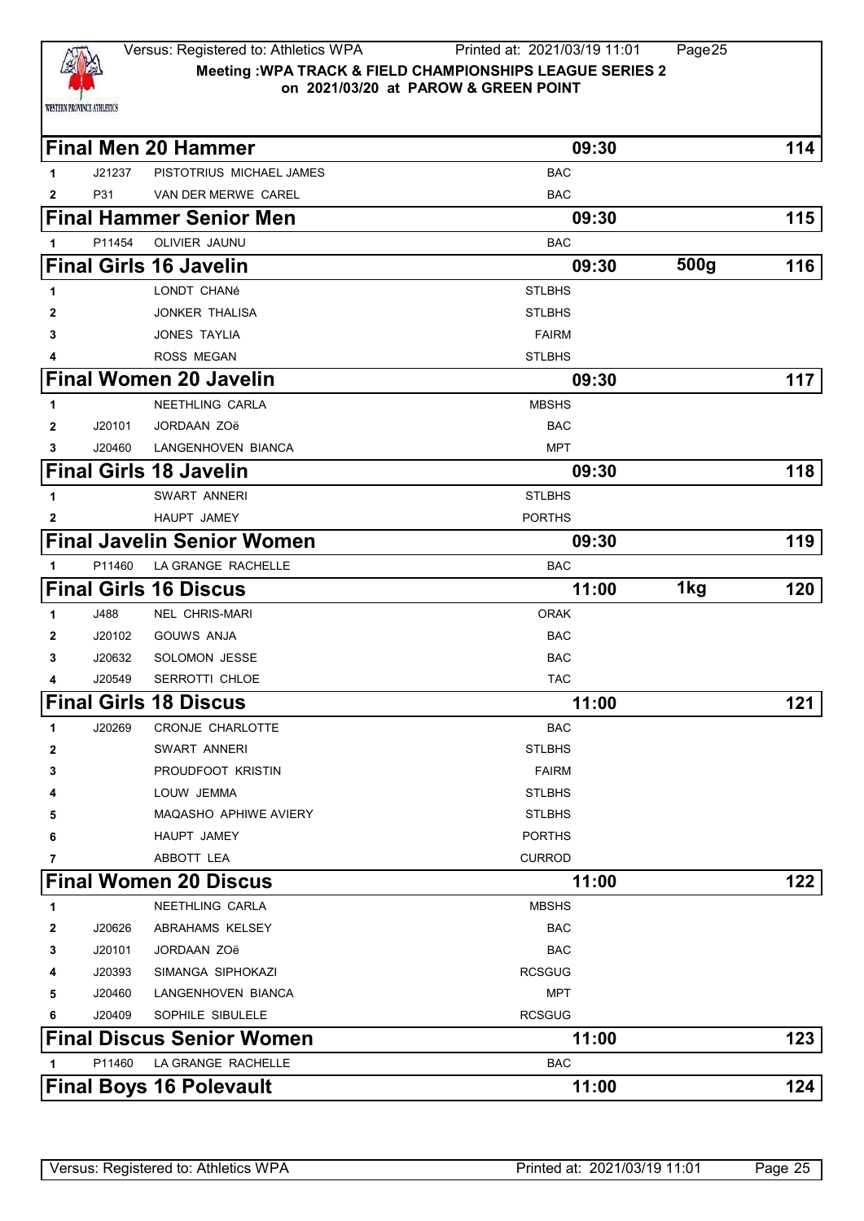Meeting :WPA TRACK & FIELD CHAMPIONSHIPS LEAGUE SERIES 2
on 2021/03/20 at PAROW & GREEN POINT

## Final Men 20 Hammer — 09:30 — 114

| | | | |
|---|---|---|---|
| 1 | J21237 | PISTOTRIUS MICHAEL JAMES | BAC |
| 2 | P31 | VAN DER MERWE CAREL | BAC |

## Final Hammer Senior Men — 09:30 — 115

| | | | |
|---|---|---|---|
| 1 | P11454 | OLIVIER JAUNU | BAC |

## Final Girls 16 Javelin — 09:30 — 500g — 116

| | | | |
|---|---|---|---|
| 1 | | LONDT CHANé | STLBHS |
| 2 | | JONKER THALISA | STLBHS |
| 3 | | JONES TAYLIA | FAIRM |
| 4 | | ROSS MEGAN | STLBHS |

## Final Women 20 Javelin — 09:30 — 117

| | | | |
|---|---|---|---|
| 1 | | NEETHLING CARLA | MBSHS |
| 2 | J20101 | JORDAAN ZOë | BAC |
| 3 | J20460 | LANGENHOVEN BIANCA | MPT |

## Final Girls 18 Javelin — 09:30 — 118

| | | | |
|---|---|---|---|
| 1 | | SWART ANNERI | STLBHS |
| 2 | | HAUPT JAMEY | PORTHS |

## Final Javelin Senior Women — 09:30 — 119

| | | | |
|---|---|---|---|
| 1 | P11460 | LA GRANGE RACHELLE | BAC |

## Final Girls 16 Discus — 11:00 — 1kg — 120

| | | | |
|---|---|---|---|
| 1 | J488 | NEL CHRIS-MARI | ORAK |
| 2 | J20102 | GOUWS ANJA | BAC |
| 3 | J20632 | SOLOMON JESSE | BAC |
| 4 | J20549 | SERROTTI CHLOE | TAC |

## Final Girls 18 Discus — 11:00 — 121

| | | | |
|---|---|---|---|
| 1 | J20269 | CRONJE CHARLOTTE | BAC |
| 2 | | SWART ANNERI | STLBHS |
| 3 | | PROUDFOOT KRISTIN | FAIRM |
| 4 | | LOUW JEMMA | STLBHS |
| 5 | | MAQASHO APHIWE AVIERY | STLBHS |
| 6 | | HAUPT JAMEY | PORTHS |
| 7 | | ABBOTT LEA | CURROD |

## Final Women 20 Discus — 11:00 — 122

| | | | |
|---|---|---|---|
| 1 | | NEETHLING CARLA | MBSHS |
| 2 | J20626 | ABRAHAMS KELSEY | BAC |
| 3 | J20101 | JORDAAN ZOë | BAC |
| 4 | J20393 | SIMANGA SIPHOKAZI | RCSGUG |
| 5 | J20460 | LANGENHOVEN BIANCA | MPT |
| 6 | J20409 | SOPHILE SIBULELE | RCSGUG |

## Final Discus Senior Women — 11:00 — 123

| | | | |
|---|---|---|---|
| 1 | P11460 | LA GRANGE RACHELLE | BAC |

## Final Boys 16 Polevault — 11:00 — 124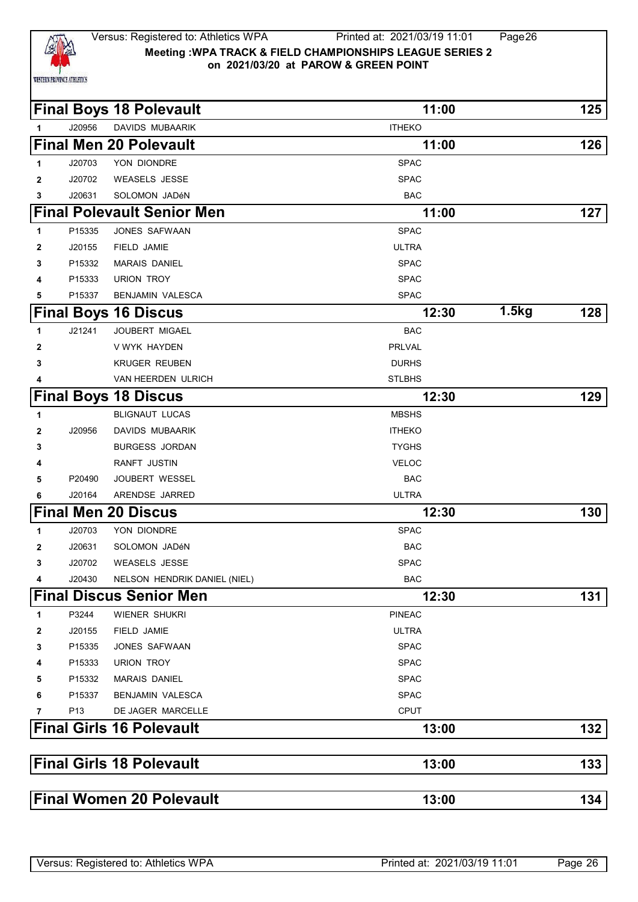Versus: Registered to: Athletics WPA Printed at: 2021/03/19 11:01

**Meeting :WPA TRACK & FIELD CHAMPIONSHIPS LEAGUE SERIES 2**
**on 2021/03/20 at PAROW & GREEN POINT**

## Final Boys 18 Polevault — 11:00 — 125

| | | | |
|---|---|---|---|
| 1 | J20956 | DAVIDS MUBAARIK | ITHEKO |

## Final Men 20 Polevault — 11:00 — 126

| | | | |
|---|---|---|---|
| 1 | J20703 | YON DIONDRE | SPAC |
| 2 | J20702 | WEASELS JESSE | SPAC |
| 3 | J20631 | SOLOMON JADéN | BAC |

## Final Polevault Senior Men — 11:00 — 127

| | | | |
|---|---|---|---|
| 1 | P15335 | JONES SAFWAAN | SPAC |
| 2 | J20155 | FIELD JAMIE | ULTRA |
| 3 | P15332 | MARAIS DANIEL | SPAC |
| 4 | P15333 | URION TROY | SPAC |
| 5 | P15337 | BENJAMIN VALESCA | SPAC |

## Final Boys 16 Discus — 12:30 — 1.5kg — 128

| | | | |
|---|---|---|---|
| 1 | J21241 | JOUBERT MIGAEL | BAC |
| 2 | | V WYK HAYDEN | PRLVAL |
| 3 | | KRUGER REUBEN | DURHS |
| 4 | | VAN HEERDEN ULRICH | STLBHS |

## Final Boys 18 Discus — 12:30 — 129

| | | | |
|---|---|---|---|
| 1 | | BLIGNAUT LUCAS | MBSHS |
| 2 | J20956 | DAVIDS MUBAARIK | ITHEKO |
| 3 | | BURGESS JORDAN | TYGHS |
| 4 | | RANFT JUSTIN | VELOC |
| 5 | P20490 | JOUBERT WESSEL | BAC |
| 6 | J20164 | ARENDSE JARRED | ULTRA |

## Final Men 20 Discus — 12:30 — 130

| | | | |
|---|---|---|---|
| 1 | J20703 | YON DIONDRE | SPAC |
| 2 | J20631 | SOLOMON JADéN | BAC |
| 3 | J20702 | WEASELS JESSE | SPAC |
| 4 | J20430 | NELSON HENDRIK DANIEL (NIEL) | BAC |

## Final Discus Senior Men — 12:30 — 131

| | | | |
|---|---|---|---|
| 1 | P3244 | WIENER SHUKRI | PINEAC |
| 2 | J20155 | FIELD JAMIE | ULTRA |
| 3 | P15335 | JONES SAFWAAN | SPAC |
| 4 | P15333 | URION TROY | SPAC |
| 5 | P15332 | MARAIS DANIEL | SPAC |
| 6 | P15337 | BENJAMIN VALESCA | SPAC |
| 7 | P13 | DE JAGER MARCELLE | CPUT |

## Final Girls 16 Polevault — 13:00 — 132

## Final Girls 18 Polevault — 13:00 — 133

## Final Women 20 Polevault — 13:00 — 134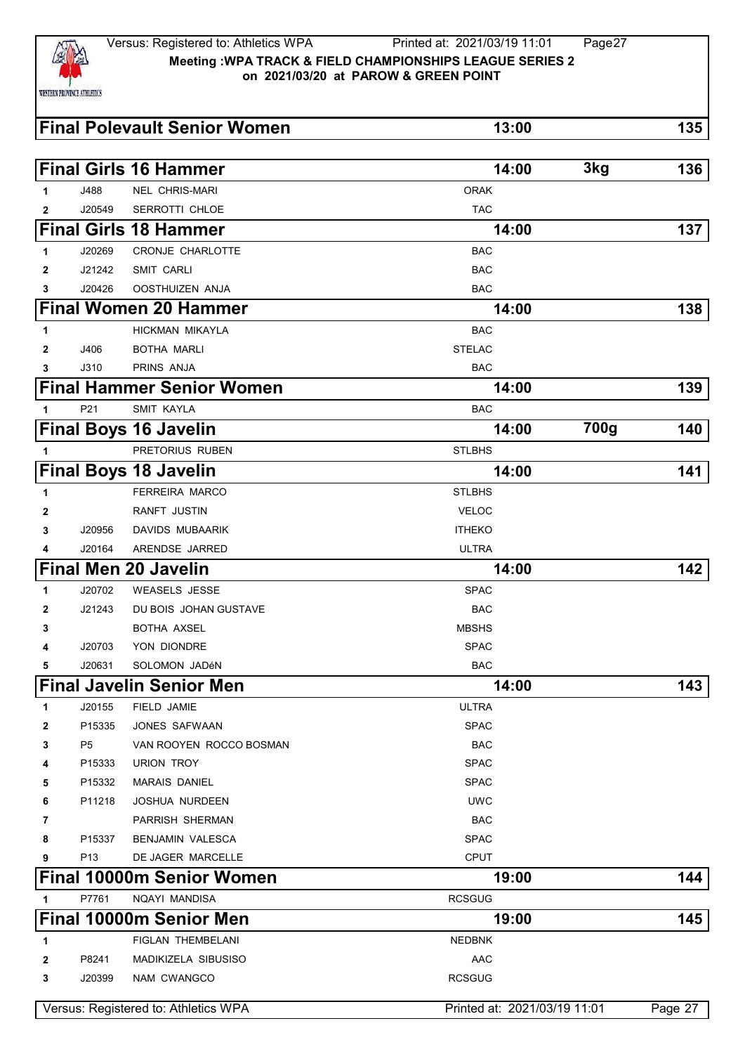## Final Polevault Senior Women — 13:00 — 135

## Final Girls 16 Hammer — 14:00 — 3kg — 136

| # | No. | Name | Club |
|---|---|---|---|
| 1 | J488 | NEL CHRIS-MARI | ORAK |
| 2 | J20549 | SERROTTI CHLOE | TAC |

## Final Girls 18 Hammer — 14:00 — 137

| # | No. | Name | Club |
|---|---|---|---|
| 1 | J20269 | CRONJE CHARLOTTE | BAC |
| 2 | J21242 | SMIT CARLI | BAC |
| 3 | J20426 | OOSTHUIZEN ANJA | BAC |

## Final Women 20 Hammer — 14:00 — 138

| # | No. | Name | Club |
|---|---|---|---|
| 1 | | HICKMAN MIKAYLA | BAC |
| 2 | J406 | BOTHA MARLI | STELAC |
| 3 | J310 | PRINS ANJA | BAC |

## Final Hammer Senior Women — 14:00 — 139

| # | No. | Name | Club |
|---|---|---|---|
| 1 | P21 | SMIT KAYLA | BAC |

## Final Boys 16 Javelin — 14:00 — 700g — 140

| # | No. | Name | Club |
|---|---|---|---|
| 1 | | PRETORIUS RUBEN | STLBHS |

## Final Boys 18 Javelin — 14:00 — 141

| # | No. | Name | Club |
|---|---|---|---|
| 1 | | FERREIRA MARCO | STLBHS |
| 2 | | RANFT JUSTIN | VELOC |
| 3 | J20956 | DAVIDS MUBAARIK | ITHEKO |
| 4 | J20164 | ARENDSE JARRED | ULTRA |

## Final Men 20 Javelin — 14:00 — 142

| # | No. | Name | Club |
|---|---|---|---|
| 1 | J20702 | WEASELS JESSE | SPAC |
| 2 | J21243 | DU BOIS JOHAN GUSTAVE | BAC |
| 3 | | BOTHA AXSEL | MBSHS |
| 4 | J20703 | YON DIONDRE | SPAC |
| 5 | J20631 | SOLOMON JADéN | BAC |

## Final Javelin Senior Men — 14:00 — 143

| # | No. | Name | Club |
|---|---|---|---|
| 1 | J20155 | FIELD JAMIE | ULTRA |
| 2 | P15335 | JONES SAFWAAN | SPAC |
| 3 | P5 | VAN ROOYEN ROCCO BOSMAN | BAC |
| 4 | P15333 | URION TROY | SPAC |
| 5 | P15332 | MARAIS DANIEL | SPAC |
| 6 | P11218 | JOSHUA NURDEEN | UWC |
| 7 | | PARRISH SHERMAN | BAC |
| 8 | P15337 | BENJAMIN VALESCA | SPAC |
| 9 | P13 | DE JAGER MARCELLE | CPUT |

## Final 10000m Senior Women — 19:00 — 144

| # | No. | Name | Club |
|---|---|---|---|
| 1 | P7761 | NQAYI MANDISA | RCSGUG |

## Final 10000m Senior Men — 19:00 — 145

| # | No. | Name | Club |
|---|---|---|---|
| 1 | | FIGLAN THEMBELANI | NEDBNK |
| 2 | P8241 | MADIKIZELA SIBUSISO | AAC |
| 3 | J20399 | NAM CWANGCO | RCSGUG |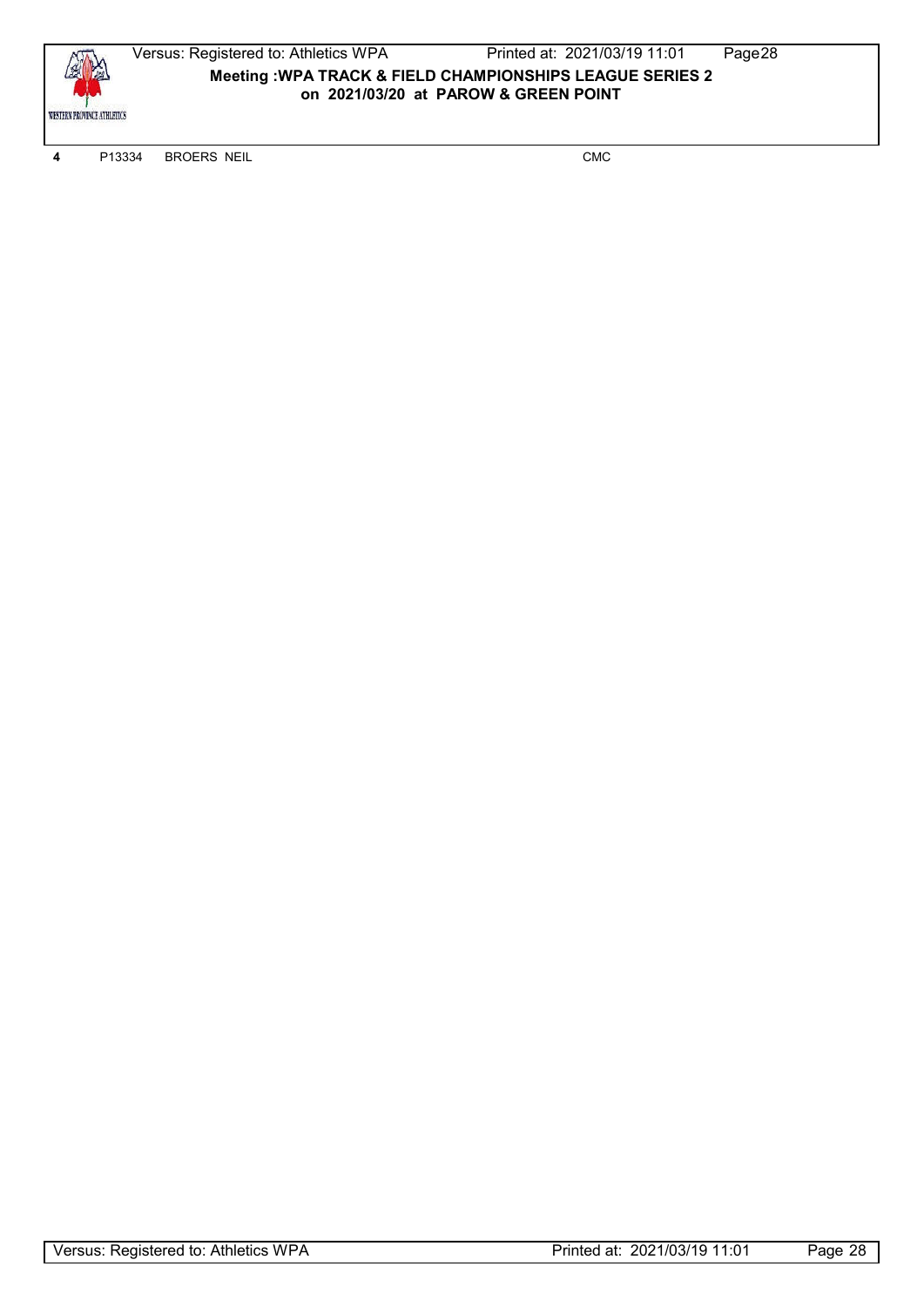| | | | |
|---|---|---|---|
| 4 | P13334 | BROERS NEIL | CMC |